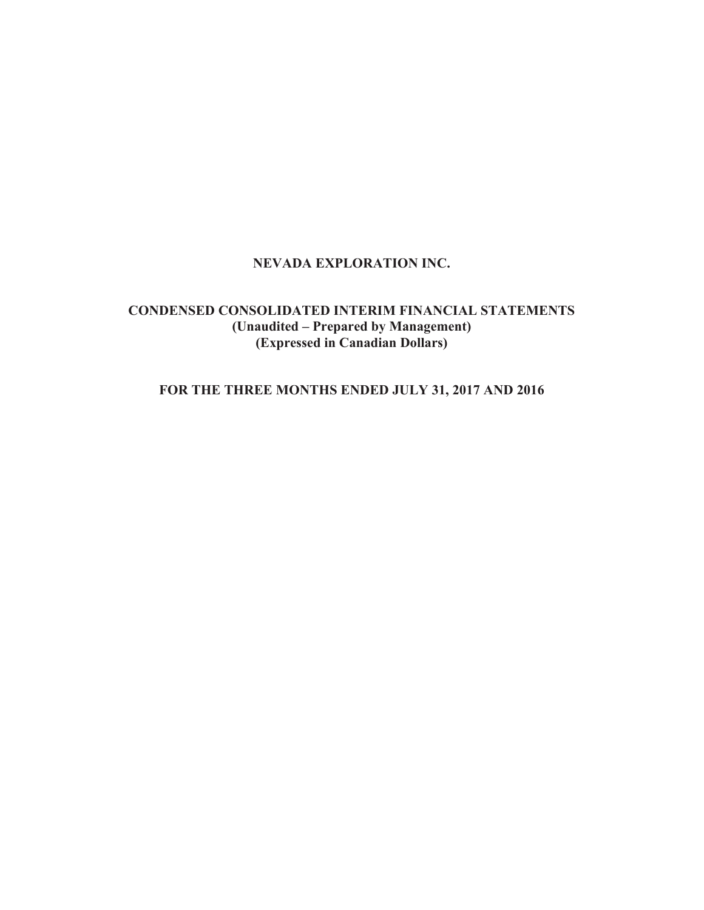# NEVADA EXPLORATION INC.

## CONDENSED CONSOLIDATED INTERIM FINANCIAL STATEMENTS

**(Unaudited – Prepared by Management)**

**(Expressed in Canadian Dollars)**

## FOR THE THREE MONTHS ENDED JULY 31, 2017 AND 2016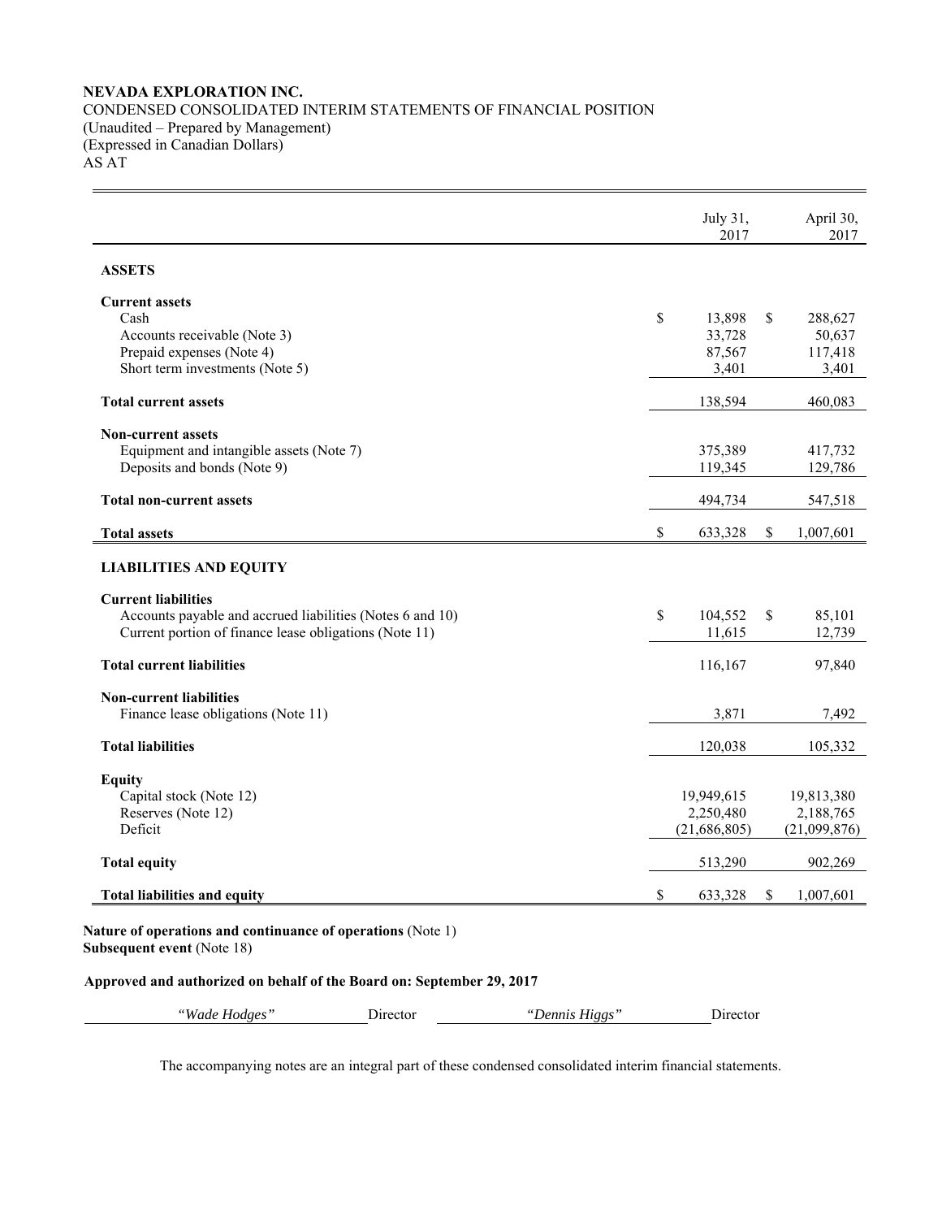**NEVADA EXPLORATION INC.**
CONDENSED CONSOLIDATED INTERIM STATEMENTS OF FINANCIAL POSITION
(Unaudited – Prepared by Management)
(Expressed in Canadian Dollars)
AS AT

| | July 31, 2017 | April 30, 2017 |
|---|---|---|
| **ASSETS** | | |
| **Current assets** | | |
| Cash | $ 13,898 | $ 288,627 |
| Accounts receivable (Note 3) | 33,728 | 50,637 |
| Prepaid expenses (Note 4) | 87,567 | 117,418 |
| Short term investments (Note 5) | 3,401 | 3,401 |
| **Total current assets** | 138,594 | 460,083 |
| **Non-current assets** | | |
| Equipment and intangible assets (Note 7) | 375,389 | 417,732 |
| Deposits and bonds (Note 9) | 119,345 | 129,786 |
| **Total non-current assets** | 494,734 | 547,518 |
| **Total assets** | $ 633,328 | $ 1,007,601 |
| **LIABILITIES AND EQUITY** | | |
| **Current liabilities** | | |
| Accounts payable and accrued liabilities (Notes 6 and 10) | $ 104,552 | $ 85,101 |
| Current portion of finance lease obligations (Note 11) | 11,615 | 12,739 |
| **Total current liabilities** | 116,167 | 97,840 |
| **Non-current liabilities** | | |
| Finance lease obligations (Note 11) | 3,871 | 7,492 |
| **Total liabilities** | 120,038 | 105,332 |
| **Equity** | | |
| Capital stock (Note 12) | 19,949,615 | 19,813,380 |
| Reserves (Note 12) | 2,250,480 | 2,188,765 |
| Deficit | (21,686,805) | (21,099,876) |
| **Total equity** | 513,290 | 902,269 |
| **Total liabilities and equity** | $ 633,328 | $ 1,007,601 |

**Nature of operations and continuance of operations** (Note 1)
**Subsequent event** (Note 18)

**Approved and authorized on behalf of the Board on: September 29, 2017**

*"Wade Hodges"* Director *"Dennis Higgs"* Director

The accompanying notes are an integral part of these condensed consolidated interim financial statements.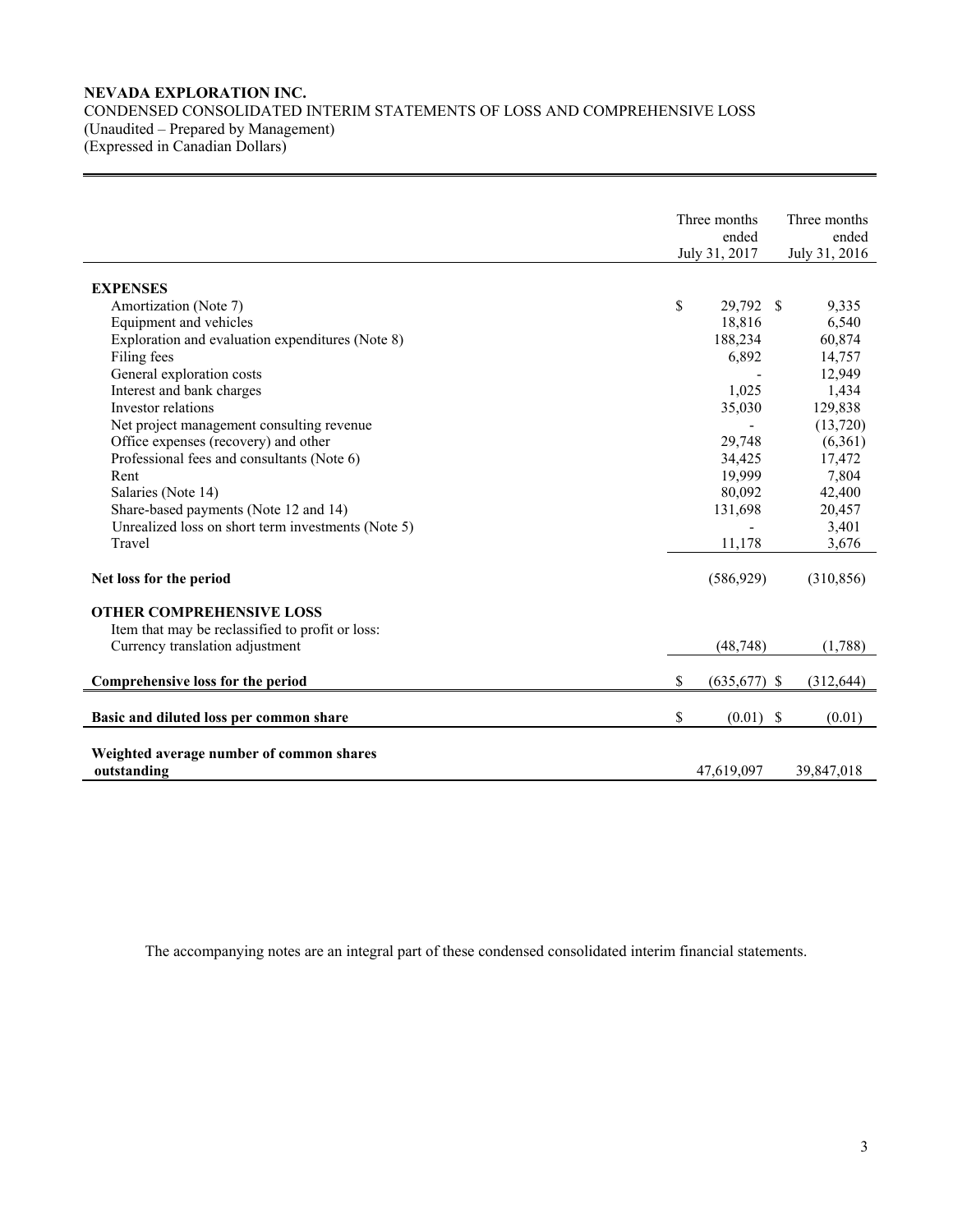**NEVADA EXPLORATION INC.**
CONDENSED CONSOLIDATED INTERIM STATEMENTS OF LOSS AND COMPREHENSIVE LOSS
(Unaudited – Prepared by Management)
(Expressed in Canadian Dollars)

| | Three months ended July 31, 2017 | Three months ended July 31, 2016 |
|---|---|---|
| **EXPENSES** | | |
| Amortization (Note 7) | $ 29,792 | $ 9,335 |
| Equipment and vehicles | 18,816 | 6,540 |
| Exploration and evaluation expenditures (Note 8) | 188,234 | 60,874 |
| Filing fees | 6,892 | 14,757 |
| General exploration costs | - | 12,949 |
| Interest and bank charges | 1,025 | 1,434 |
| Investor relations | 35,030 | 129,838 |
| Net project management consulting revenue | - | (13,720) |
| Office expenses (recovery) and other | 29,748 | (6,361) |
| Professional fees and consultants (Note 6) | 34,425 | 17,472 |
| Rent | 19,999 | 7,804 |
| Salaries (Note 14) | 80,092 | 42,400 |
| Share-based payments (Note 12 and 14) | 131,698 | 20,457 |
| Unrealized loss on short term investments (Note 5) | - | 3,401 |
| Travel | 11,178 | 3,676 |
| **Net loss for the period** | (586,929) | (310,856) |
| **OTHER COMPREHENSIVE LOSS** | | |
| Item that may be reclassified to profit or loss: | | |
| Currency translation adjustment | (48,748) | (1,788) |
| **Comprehensive loss for the period** | $ (635,677) | $ (312,644) |
| **Basic and diluted loss per common share** | $ (0.01) | $ (0.01) |
| **Weighted average number of common shares outstanding** | 47,619,097 | 39,847,018 |

The accompanying notes are an integral part of these condensed consolidated interim financial statements.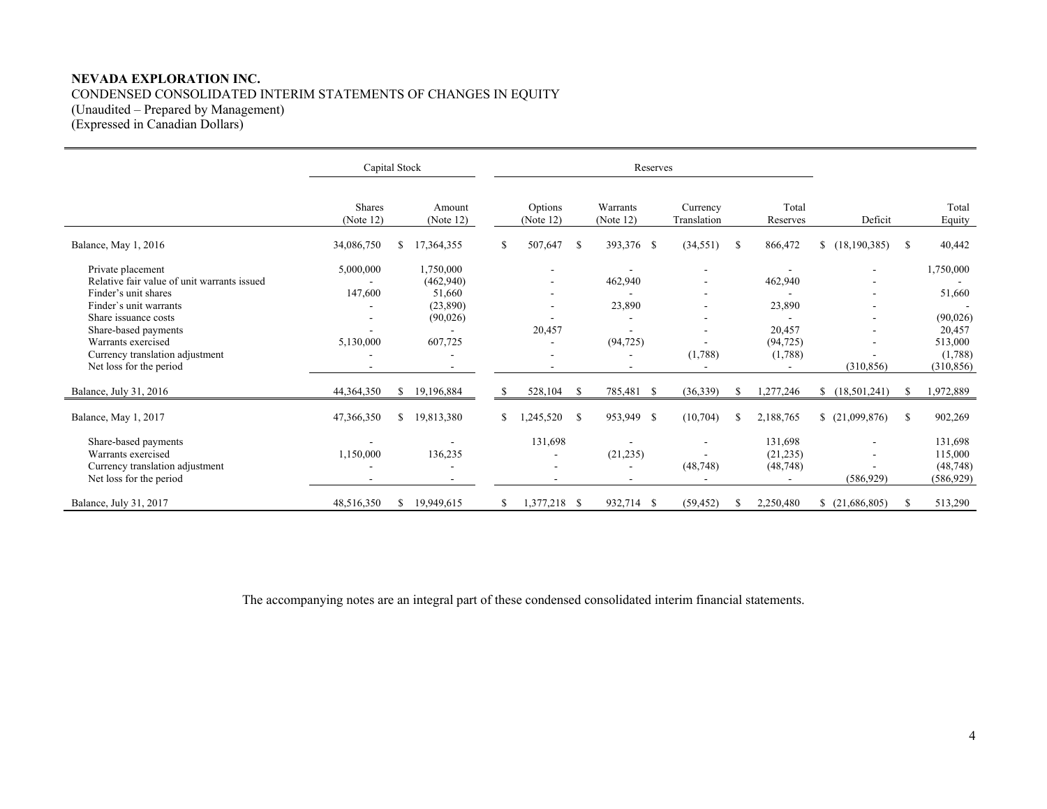**NEVADA EXPLORATION INC.**
CONDENSED CONSOLIDATED INTERIM STATEMENTS OF CHANGES IN EQUITY
(Unaudited – Prepared by Management)
(Expressed in Canadian Dollars)

| | Capital Stock | | Reserves | | | | | |
|---|---|---|---|---|---|---|---|---|
| | Shares (Note 12) | Amount (Note 12) | Options (Note 12) | Warrants (Note 12) | Currency Translation | Total Reserves | Deficit | Total Equity |
| Balance, May 1, 2016 | 34,086,750 | $ 17,364,355 | $ 507,647 | $ 393,376 | $ (34,551) | $ 866,472 | $ (18,190,385) | $ 40,442 |
| Private placement | 5,000,000 | 1,750,000 | - | - | - | - | - | 1,750,000 |
| Relative fair value of unit warrants issued | - | (462,940) | - | 462,940 | - | 462,940 | - | - |
| Finder's unit shares | 147,600 | 51,660 | - | - | - | - | - | 51,660 |
| Finder`s unit warrants | - | (23,890) | - | 23,890 | - | 23,890 | - | - |
| Share issuance costs | - | (90,026) | - | - | - | - | - | (90,026) |
| Share-based payments | - | - | 20,457 | - | - | 20,457 | - | 20,457 |
| Warrants exercised | 5,130,000 | 607,725 | - | (94,725) | - | (94,725) | - | 513,000 |
| Currency translation adjustment | - | - | - | - | (1,788) | (1,788) | - | (1,788) |
| Net loss for the period | - | - | - | - | - | - | (310,856) | (310,856) |
| Balance, July 31, 2016 | 44,364,350 | $ 19,196,884 | $ 528,104 | $ 785,481 | $ (36,339) | $ 1,277,246 | $ (18,501,241) | $ 1,972,889 |
| Balance, May 1, 2017 | 47,366,350 | $ 19,813,380 | $ 1,245,520 | $ 953,949 | $ (10,704) | $ 2,188,765 | $ (21,099,876) | $ 902,269 |
| Share-based payments | - | - | 131,698 | - | - | 131,698 | - | 131,698 |
| Warrants exercised | 1,150,000 | 136,235 | - | (21,235) | - | (21,235) | - | 115,000 |
| Currency translation adjustment | - | - | - | - | (48,748) | (48,748) | - | (48,748) |
| Net loss for the period | - | - | - | - | - | - | (586,929) | (586,929) |
| Balance, July 31, 2017 | 48,516,350 | $ 19,949,615 | $ 1,377,218 | $ 932,714 | $ (59,452) | $ 2,250,480 | $ (21,686,805) | $ 513,290 |

The accompanying notes are an integral part of these condensed consolidated interim financial statements.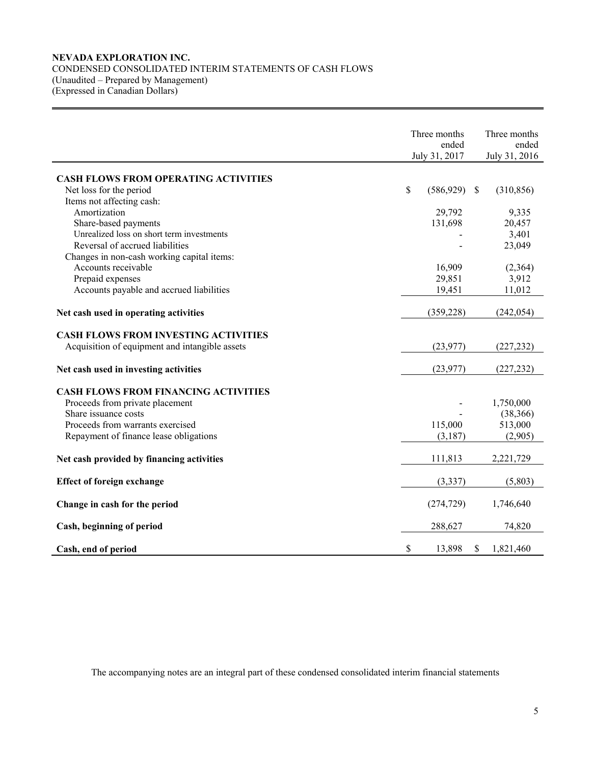**NEVADA EXPLORATION INC.**
CONDENSED CONSOLIDATED INTERIM STATEMENTS OF CASH FLOWS
(Unaudited – Prepared by Management)
(Expressed in Canadian Dollars)

| | Three months ended July 31, 2017 | Three months ended July 31, 2016 |
|---|---|---|
| **CASH FLOWS FROM OPERATING ACTIVITIES** | | |
| Net loss for the period | $ (586,929) | $ (310,856) |
| Items not affecting cash: | | |
| Amortization | 29,792 | 9,335 |
| Share-based payments | 131,698 | 20,457 |
| Unrealized loss on short term investments | - | 3,401 |
| Reversal of accrued liabilities | - | 23,049 |
| Changes in non-cash working capital items: | | |
| Accounts receivable | 16,909 | (2,364) |
| Prepaid expenses | 29,851 | 3,912 |
| Accounts payable and accrued liabilities | 19,451 | 11,012 |
| **Net cash used in operating activities** | (359,228) | (242,054) |
| **CASH FLOWS FROM INVESTING ACTIVITIES** | | |
| Acquisition of equipment and intangible assets | (23,977) | (227,232) |
| **Net cash used in investing activities** | (23,977) | (227,232) |
| **CASH FLOWS FROM FINANCING ACTIVITIES** | | |
| Proceeds from private placement | - | 1,750,000 |
| Share issuance costs | - | (38,366) |
| Proceeds from warrants exercised | 115,000 | 513,000 |
| Repayment of finance lease obligations | (3,187) | (2,905) |
| **Net cash provided by financing activities** | 111,813 | 2,221,729 |
| **Effect of foreign exchange** | (3,337) | (5,803) |
| **Change in cash for the period** | (274,729) | 1,746,640 |
| **Cash, beginning of period** | 288,627 | 74,820 |
| **Cash, end of period** | $ 13,898 | $ 1,821,460 |

The accompanying notes are an integral part of these condensed consolidated interim financial statements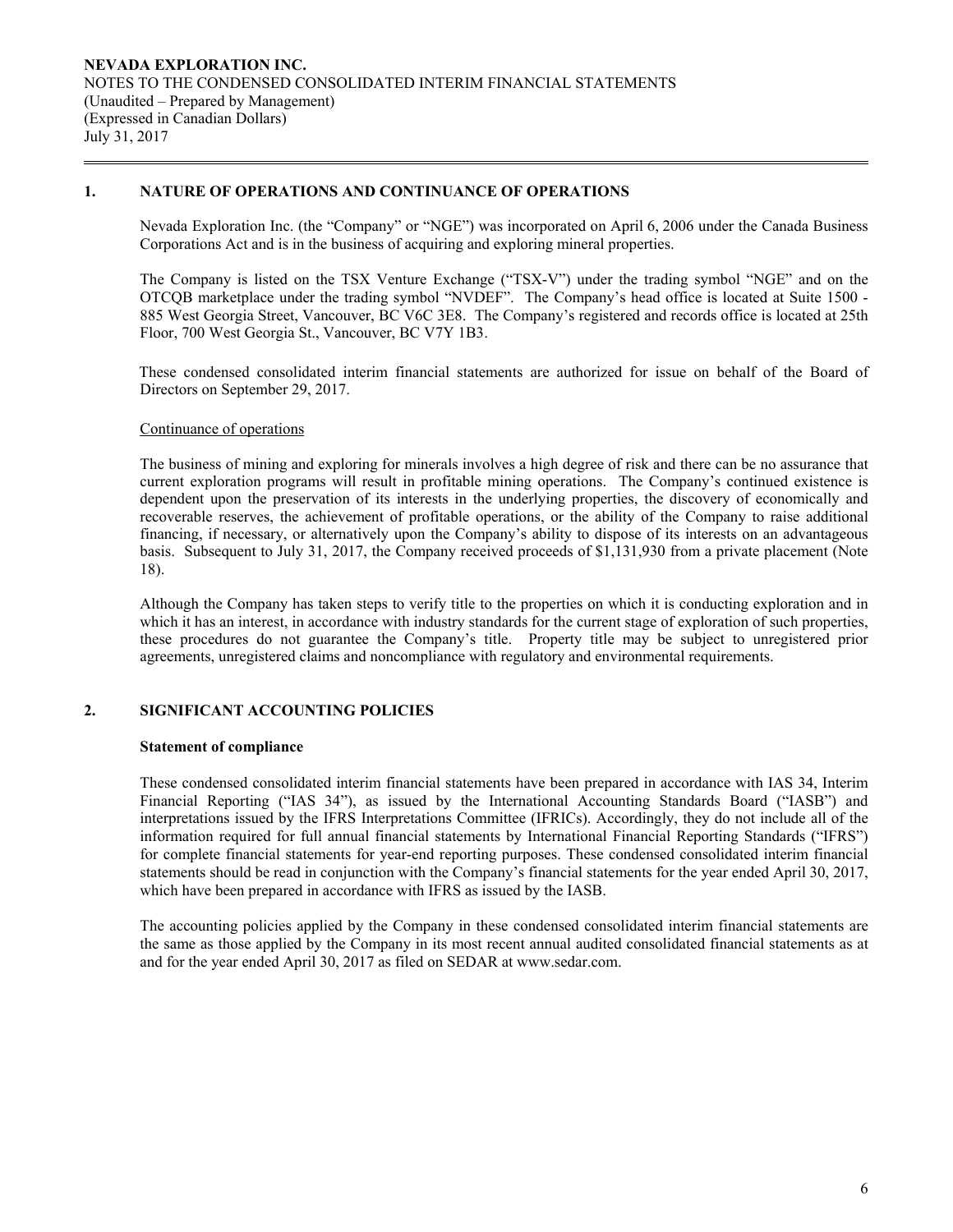## 1. NATURE OF OPERATIONS AND CONTINUANCE OF OPERATIONS

Nevada Exploration Inc. (the "Company" or "NGE") was incorporated on April 6, 2006 under the Canada Business Corporations Act and is in the business of acquiring and exploring mineral properties.

The Company is listed on the TSX Venture Exchange ("TSX-V") under the trading symbol "NGE" and on the OTCQB marketplace under the trading symbol "NVDEF". The Company's head office is located at Suite 1500 - 885 West Georgia Street, Vancouver, BC V6C 3E8. The Company's registered and records office is located at 25th Floor, 700 West Georgia St., Vancouver, BC V7Y 1B3.

These condensed consolidated interim financial statements are authorized for issue on behalf of the Board of Directors on September 29, 2017.

Continuance of operations

The business of mining and exploring for minerals involves a high degree of risk and there can be no assurance that current exploration programs will result in profitable mining operations. The Company's continued existence is dependent upon the preservation of its interests in the underlying properties, the discovery of economically and recoverable reserves, the achievement of profitable operations, or the ability of the Company to raise additional financing, if necessary, or alternatively upon the Company's ability to dispose of its interests on an advantageous basis. Subsequent to July 31, 2017, the Company received proceeds of $1,131,930 from a private placement (Note 18).

Although the Company has taken steps to verify title to the properties on which it is conducting exploration and in which it has an interest, in accordance with industry standards for the current stage of exploration of such properties, these procedures do not guarantee the Company's title. Property title may be subject to unregistered prior agreements, unregistered claims and noncompliance with regulatory and environmental requirements.

## 2. SIGNIFICANT ACCOUNTING POLICIES

**Statement of compliance**

These condensed consolidated interim financial statements have been prepared in accordance with IAS 34, Interim Financial Reporting ("IAS 34"), as issued by the International Accounting Standards Board ("IASB") and interpretations issued by the IFRS Interpretations Committee (IFRICs). Accordingly, they do not include all of the information required for full annual financial statements by International Financial Reporting Standards ("IFRS") for complete financial statements for year-end reporting purposes. These condensed consolidated interim financial statements should be read in conjunction with the Company's financial statements for the year ended April 30, 2017, which have been prepared in accordance with IFRS as issued by the IASB.

The accounting policies applied by the Company in these condensed consolidated interim financial statements are the same as those applied by the Company in its most recent annual audited consolidated financial statements as at and for the year ended April 30, 2017 as filed on SEDAR at www.sedar.com.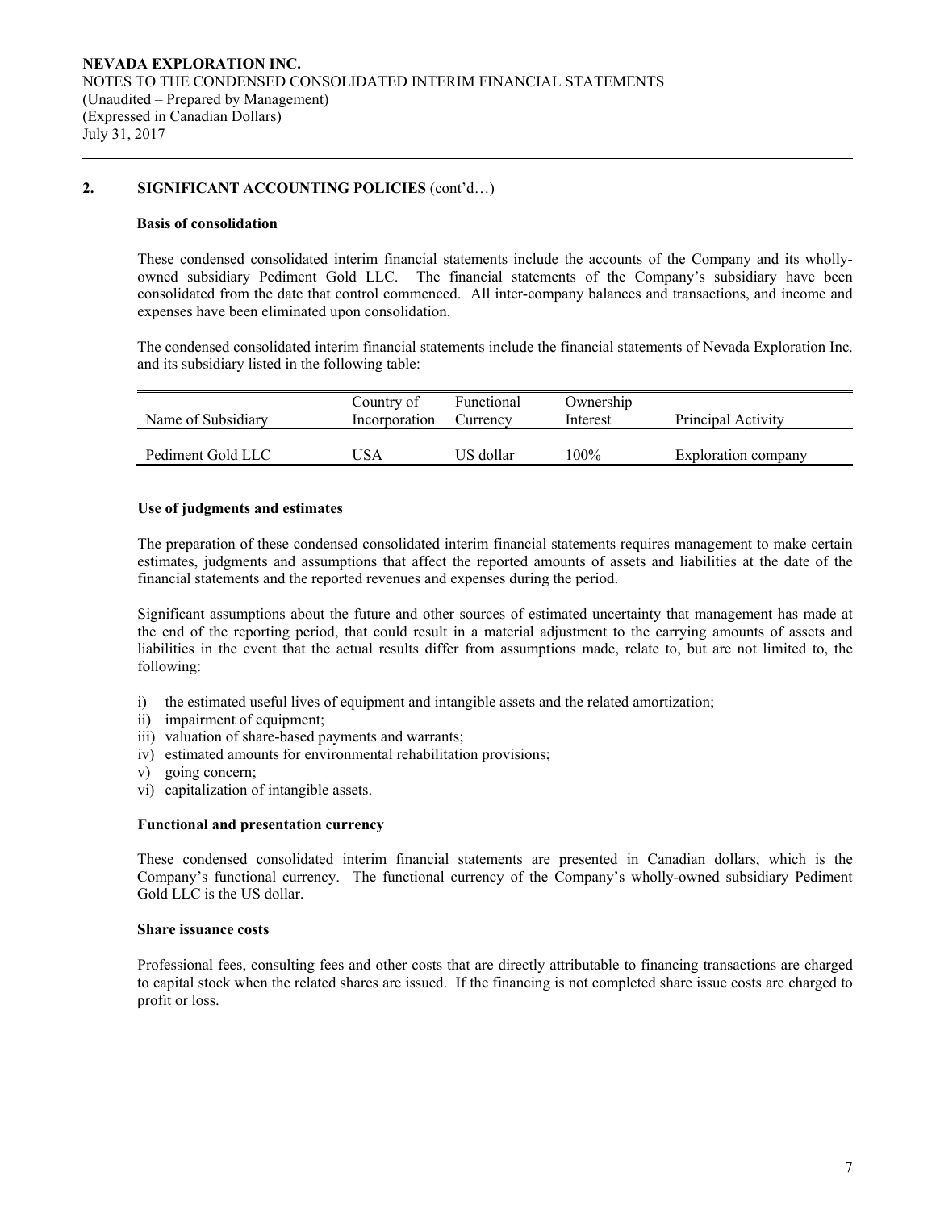## 2. SIGNIFICANT ACCOUNTING POLICIES (cont'd…)

### Basis of consolidation

These condensed consolidated interim financial statements include the accounts of the Company and its wholly-owned subsidiary Pediment Gold LLC. The financial statements of the Company's subsidiary have been consolidated from the date that control commenced. All inter-company balances and transactions, and income and expenses have been eliminated upon consolidation.

The condensed consolidated interim financial statements include the financial statements of Nevada Exploration Inc. and its subsidiary listed in the following table:

| Name of Subsidiary | Country of Incorporation | Functional Currency | Ownership Interest | Principal Activity |
|---|---|---|---|---|
| Pediment Gold LLC | USA | US dollar | 100% | Exploration company |

### Use of judgments and estimates

The preparation of these condensed consolidated interim financial statements requires management to make certain estimates, judgments and assumptions that affect the reported amounts of assets and liabilities at the date of the financial statements and the reported revenues and expenses during the period.

Significant assumptions about the future and other sources of estimated uncertainty that management has made at the end of the reporting period, that could result in a material adjustment to the carrying amounts of assets and liabilities in the event that the actual results differ from assumptions made, relate to, but are not limited to, the following:

i) the estimated useful lives of equipment and intangible assets and the related amortization;
ii) impairment of equipment;
iii) valuation of share-based payments and warrants;
iv) estimated amounts for environmental rehabilitation provisions;
v) going concern;
vi) capitalization of intangible assets.

### Functional and presentation currency

These condensed consolidated interim financial statements are presented in Canadian dollars, which is the Company's functional currency. The functional currency of the Company's wholly-owned subsidiary Pediment Gold LLC is the US dollar.

### Share issuance costs

Professional fees, consulting fees and other costs that are directly attributable to financing transactions are charged to capital stock when the related shares are issued. If the financing is not completed share issue costs are charged to profit or loss.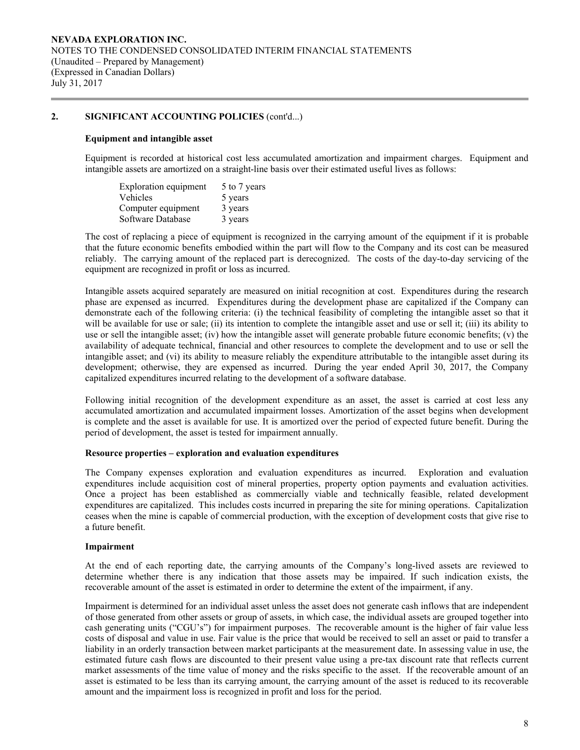## 2. SIGNIFICANT ACCOUNTING POLICIES (cont'd...)

### Equipment and intangible asset

Equipment is recorded at historical cost less accumulated amortization and impairment charges. Equipment and intangible assets are amortized on a straight-line basis over their estimated useful lives as follows:

| | |
|---|---|
| Exploration equipment | 5 to 7 years |
| Vehicles | 5 years |
| Computer equipment | 3 years |
| Software Database | 3 years |

The cost of replacing a piece of equipment is recognized in the carrying amount of the equipment if it is probable that the future economic benefits embodied within the part will flow to the Company and its cost can be measured reliably. The carrying amount of the replaced part is derecognized. The costs of the day-to-day servicing of the equipment are recognized in profit or loss as incurred.

Intangible assets acquired separately are measured on initial recognition at cost. Expenditures during the research phase are expensed as incurred. Expenditures during the development phase are capitalized if the Company can demonstrate each of the following criteria: (i) the technical feasibility of completing the intangible asset so that it will be available for use or sale; (ii) its intention to complete the intangible asset and use or sell it; (iii) its ability to use or sell the intangible asset; (iv) how the intangible asset will generate probable future economic benefits; (v) the availability of adequate technical, financial and other resources to complete the development and to use or sell the intangible asset; and (vi) its ability to measure reliably the expenditure attributable to the intangible asset during its development; otherwise, they are expensed as incurred. During the year ended April 30, 2017, the Company capitalized expenditures incurred relating to the development of a software database.

Following initial recognition of the development expenditure as an asset, the asset is carried at cost less any accumulated amortization and accumulated impairment losses. Amortization of the asset begins when development is complete and the asset is available for use. It is amortized over the period of expected future benefit. During the period of development, the asset is tested for impairment annually.

### Resource properties – exploration and evaluation expenditures

The Company expenses exploration and evaluation expenditures as incurred. Exploration and evaluation expenditures include acquisition cost of mineral properties, property option payments and evaluation activities. Once a project has been established as commercially viable and technically feasible, related development expenditures are capitalized. This includes costs incurred in preparing the site for mining operations. Capitalization ceases when the mine is capable of commercial production, with the exception of development costs that give rise to a future benefit.

### Impairment

At the end of each reporting date, the carrying amounts of the Company's long-lived assets are reviewed to determine whether there is any indication that those assets may be impaired. If such indication exists, the recoverable amount of the asset is estimated in order to determine the extent of the impairment, if any.

Impairment is determined for an individual asset unless the asset does not generate cash inflows that are independent of those generated from other assets or group of assets, in which case, the individual assets are grouped together into cash generating units ("CGU's") for impairment purposes. The recoverable amount is the higher of fair value less costs of disposal and value in use. Fair value is the price that would be received to sell an asset or paid to transfer a liability in an orderly transaction between market participants at the measurement date. In assessing value in use, the estimated future cash flows are discounted to their present value using a pre-tax discount rate that reflects current market assessments of the time value of money and the risks specific to the asset. If the recoverable amount of an asset is estimated to be less than its carrying amount, the carrying amount of the asset is reduced to its recoverable amount and the impairment loss is recognized in profit and loss for the period.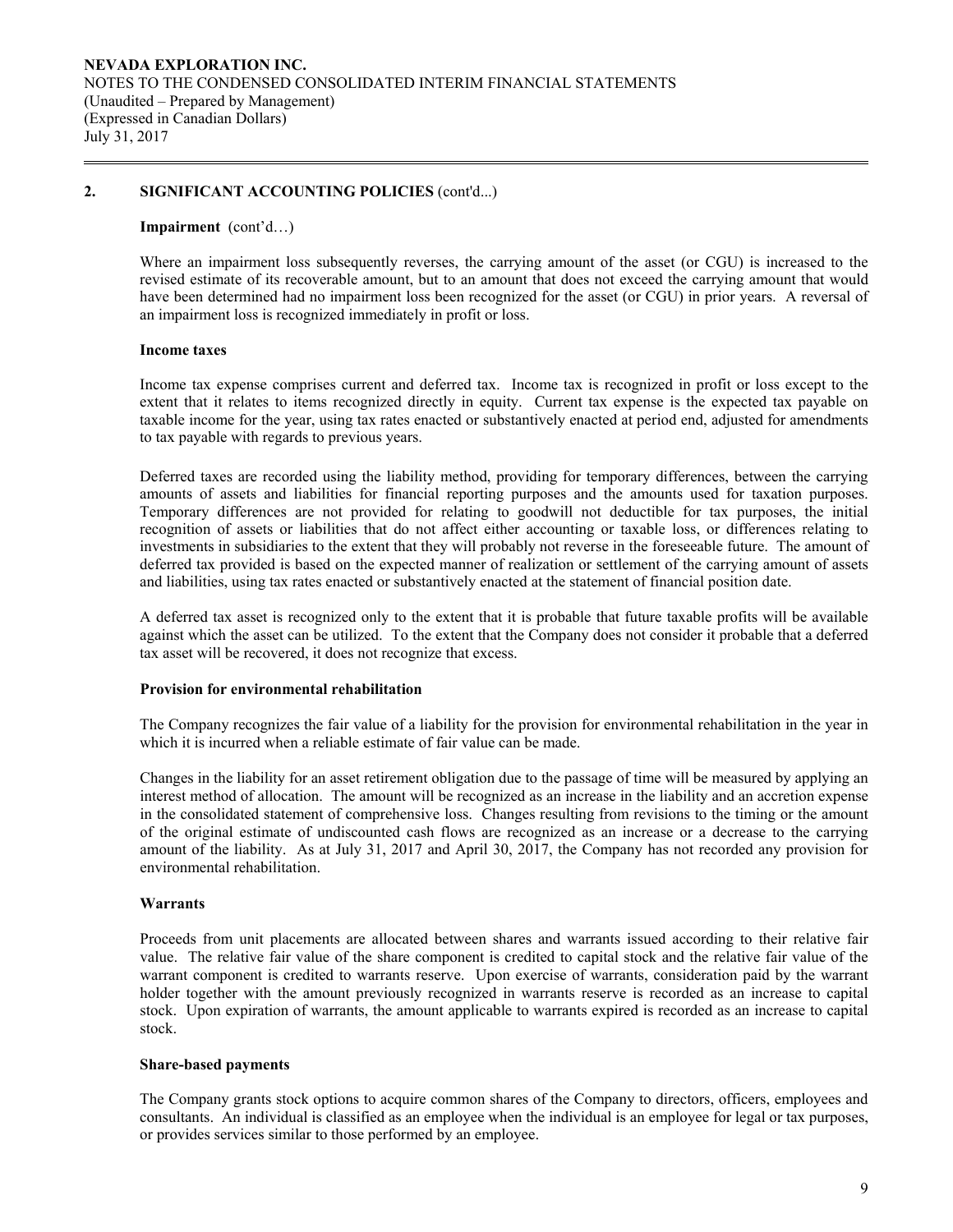## 2. SIGNIFICANT ACCOUNTING POLICIES (cont'd...)

**Impairment** (cont'd…)

Where an impairment loss subsequently reverses, the carrying amount of the asset (or CGU) is increased to the revised estimate of its recoverable amount, but to an amount that does not exceed the carrying amount that would have been determined had no impairment loss been recognized for the asset (or CGU) in prior years. A reversal of an impairment loss is recognized immediately in profit or loss.

**Income taxes**

Income tax expense comprises current and deferred tax. Income tax is recognized in profit or loss except to the extent that it relates to items recognized directly in equity. Current tax expense is the expected tax payable on taxable income for the year, using tax rates enacted or substantively enacted at period end, adjusted for amendments to tax payable with regards to previous years.

Deferred taxes are recorded using the liability method, providing for temporary differences, between the carrying amounts of assets and liabilities for financial reporting purposes and the amounts used for taxation purposes. Temporary differences are not provided for relating to goodwill not deductible for tax purposes, the initial recognition of assets or liabilities that do not affect either accounting or taxable loss, or differences relating to investments in subsidiaries to the extent that they will probably not reverse in the foreseeable future. The amount of deferred tax provided is based on the expected manner of realization or settlement of the carrying amount of assets and liabilities, using tax rates enacted or substantively enacted at the statement of financial position date.

A deferred tax asset is recognized only to the extent that it is probable that future taxable profits will be available against which the asset can be utilized. To the extent that the Company does not consider it probable that a deferred tax asset will be recovered, it does not recognize that excess.

**Provision for environmental rehabilitation**

The Company recognizes the fair value of a liability for the provision for environmental rehabilitation in the year in which it is incurred when a reliable estimate of fair value can be made.

Changes in the liability for an asset retirement obligation due to the passage of time will be measured by applying an interest method of allocation. The amount will be recognized as an increase in the liability and an accretion expense in the consolidated statement of comprehensive loss. Changes resulting from revisions to the timing or the amount of the original estimate of undiscounted cash flows are recognized as an increase or a decrease to the carrying amount of the liability. As at July 31, 2017 and April 30, 2017, the Company has not recorded any provision for environmental rehabilitation.

**Warrants**

Proceeds from unit placements are allocated between shares and warrants issued according to their relative fair value. The relative fair value of the share component is credited to capital stock and the relative fair value of the warrant component is credited to warrants reserve. Upon exercise of warrants, consideration paid by the warrant holder together with the amount previously recognized in warrants reserve is recorded as an increase to capital stock. Upon expiration of warrants, the amount applicable to warrants expired is recorded as an increase to capital stock.

**Share-based payments**

The Company grants stock options to acquire common shares of the Company to directors, officers, employees and consultants. An individual is classified as an employee when the individual is an employee for legal or tax purposes, or provides services similar to those performed by an employee.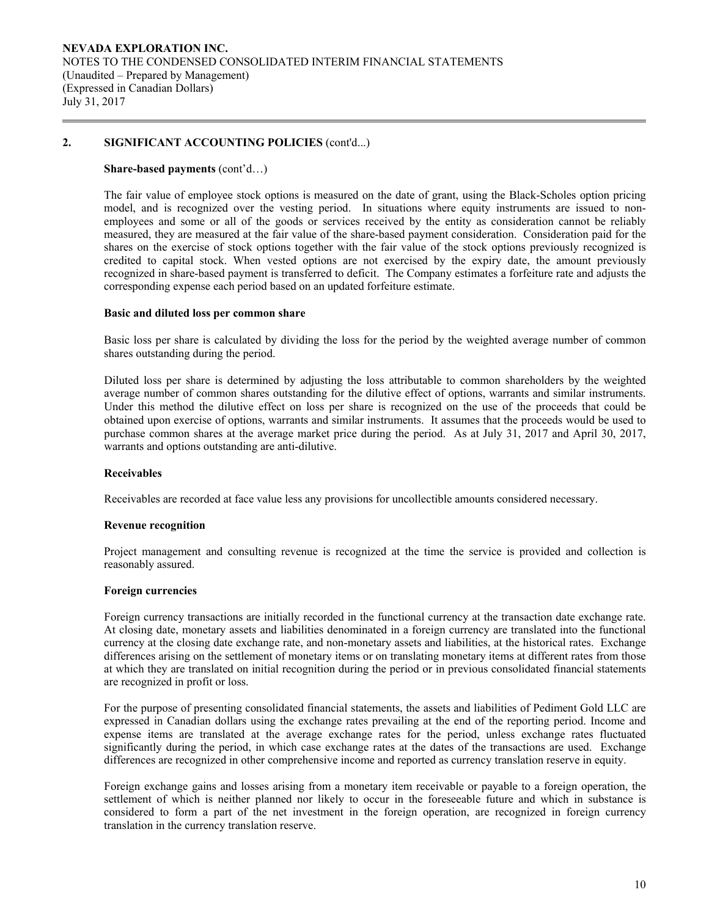## 2. SIGNIFICANT ACCOUNTING POLICIES (cont'd...)

### Share-based payments (cont'd…)

The fair value of employee stock options is measured on the date of grant, using the Black-Scholes option pricing model, and is recognized over the vesting period. In situations where equity instruments are issued to non-employees and some or all of the goods or services received by the entity as consideration cannot be reliably measured, they are measured at the fair value of the share-based payment consideration. Consideration paid for the shares on the exercise of stock options together with the fair value of the stock options previously recognized is credited to capital stock. When vested options are not exercised by the expiry date, the amount previously recognized in share-based payment is transferred to deficit. The Company estimates a forfeiture rate and adjusts the corresponding expense each period based on an updated forfeiture estimate.

### Basic and diluted loss per common share

Basic loss per share is calculated by dividing the loss for the period by the weighted average number of common shares outstanding during the period.

Diluted loss per share is determined by adjusting the loss attributable to common shareholders by the weighted average number of common shares outstanding for the dilutive effect of options, warrants and similar instruments. Under this method the dilutive effect on loss per share is recognized on the use of the proceeds that could be obtained upon exercise of options, warrants and similar instruments. It assumes that the proceeds would be used to purchase common shares at the average market price during the period. As at July 31, 2017 and April 30, 2017, warrants and options outstanding are anti-dilutive.

### Receivables

Receivables are recorded at face value less any provisions for uncollectible amounts considered necessary.

### Revenue recognition

Project management and consulting revenue is recognized at the time the service is provided and collection is reasonably assured.

### Foreign currencies

Foreign currency transactions are initially recorded in the functional currency at the transaction date exchange rate. At closing date, monetary assets and liabilities denominated in a foreign currency are translated into the functional currency at the closing date exchange rate, and non-monetary assets and liabilities, at the historical rates. Exchange differences arising on the settlement of monetary items or on translating monetary items at different rates from those at which they are translated on initial recognition during the period or in previous consolidated financial statements are recognized in profit or loss.

For the purpose of presenting consolidated financial statements, the assets and liabilities of Pediment Gold LLC are expressed in Canadian dollars using the exchange rates prevailing at the end of the reporting period. Income and expense items are translated at the average exchange rates for the period, unless exchange rates fluctuated significantly during the period, in which case exchange rates at the dates of the transactions are used. Exchange differences are recognized in other comprehensive income and reported as currency translation reserve in equity.

Foreign exchange gains and losses arising from a monetary item receivable or payable to a foreign operation, the settlement of which is neither planned nor likely to occur in the foreseeable future and which in substance is considered to form a part of the net investment in the foreign operation, are recognized in foreign currency translation in the currency translation reserve.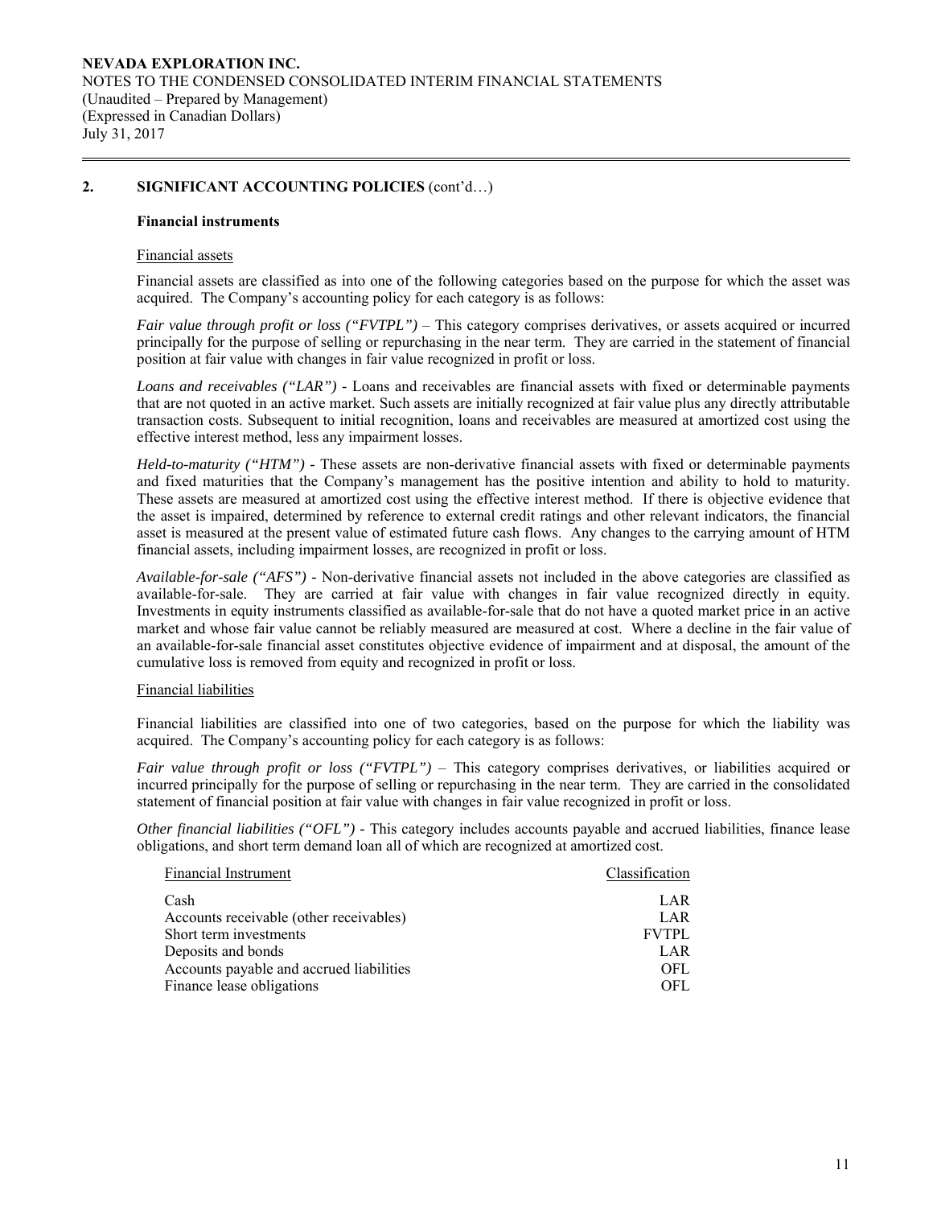## 2. SIGNIFICANT ACCOUNTING POLICIES (cont'd…)

### Financial instruments

Financial assets

Financial assets are classified as into one of the following categories based on the purpose for which the asset was acquired. The Company's accounting policy for each category is as follows:

*Fair value through profit or loss ("FVTPL")* – This category comprises derivatives, or assets acquired or incurred principally for the purpose of selling or repurchasing in the near term. They are carried in the statement of financial position at fair value with changes in fair value recognized in profit or loss.

*Loans and receivables ("LAR")* - Loans and receivables are financial assets with fixed or determinable payments that are not quoted in an active market. Such assets are initially recognized at fair value plus any directly attributable transaction costs. Subsequent to initial recognition, loans and receivables are measured at amortized cost using the effective interest method, less any impairment losses.

*Held-to-maturity ("HTM")* - These assets are non-derivative financial assets with fixed or determinable payments and fixed maturities that the Company's management has the positive intention and ability to hold to maturity. These assets are measured at amortized cost using the effective interest method. If there is objective evidence that the asset is impaired, determined by reference to external credit ratings and other relevant indicators, the financial asset is measured at the present value of estimated future cash flows. Any changes to the carrying amount of HTM financial assets, including impairment losses, are recognized in profit or loss.

*Available-for-sale ("AFS")* - Non-derivative financial assets not included in the above categories are classified as available-for-sale. They are carried at fair value with changes in fair value recognized directly in equity. Investments in equity instruments classified as available-for-sale that do not have a quoted market price in an active market and whose fair value cannot be reliably measured are measured at cost. Where a decline in the fair value of an available-for-sale financial asset constitutes objective evidence of impairment and at disposal, the amount of the cumulative loss is removed from equity and recognized in profit or loss.

Financial liabilities

Financial liabilities are classified into one of two categories, based on the purpose for which the liability was acquired. The Company's accounting policy for each category is as follows:

*Fair value through profit or loss ("FVTPL")* – This category comprises derivatives, or liabilities acquired or incurred principally for the purpose of selling or repurchasing in the near term. They are carried in the consolidated statement of financial position at fair value with changes in fair value recognized in profit or loss.

*Other financial liabilities ("OFL")* - This category includes accounts payable and accrued liabilities, finance lease obligations, and short term demand loan all of which are recognized at amortized cost.

| Financial Instrument | Classification |
|---|---|
| Cash | LAR |
| Accounts receivable (other receivables) | LAR |
| Short term investments | FVTPL |
| Deposits and bonds | LAR |
| Accounts payable and accrued liabilities | OFL |
| Finance lease obligations | OFL |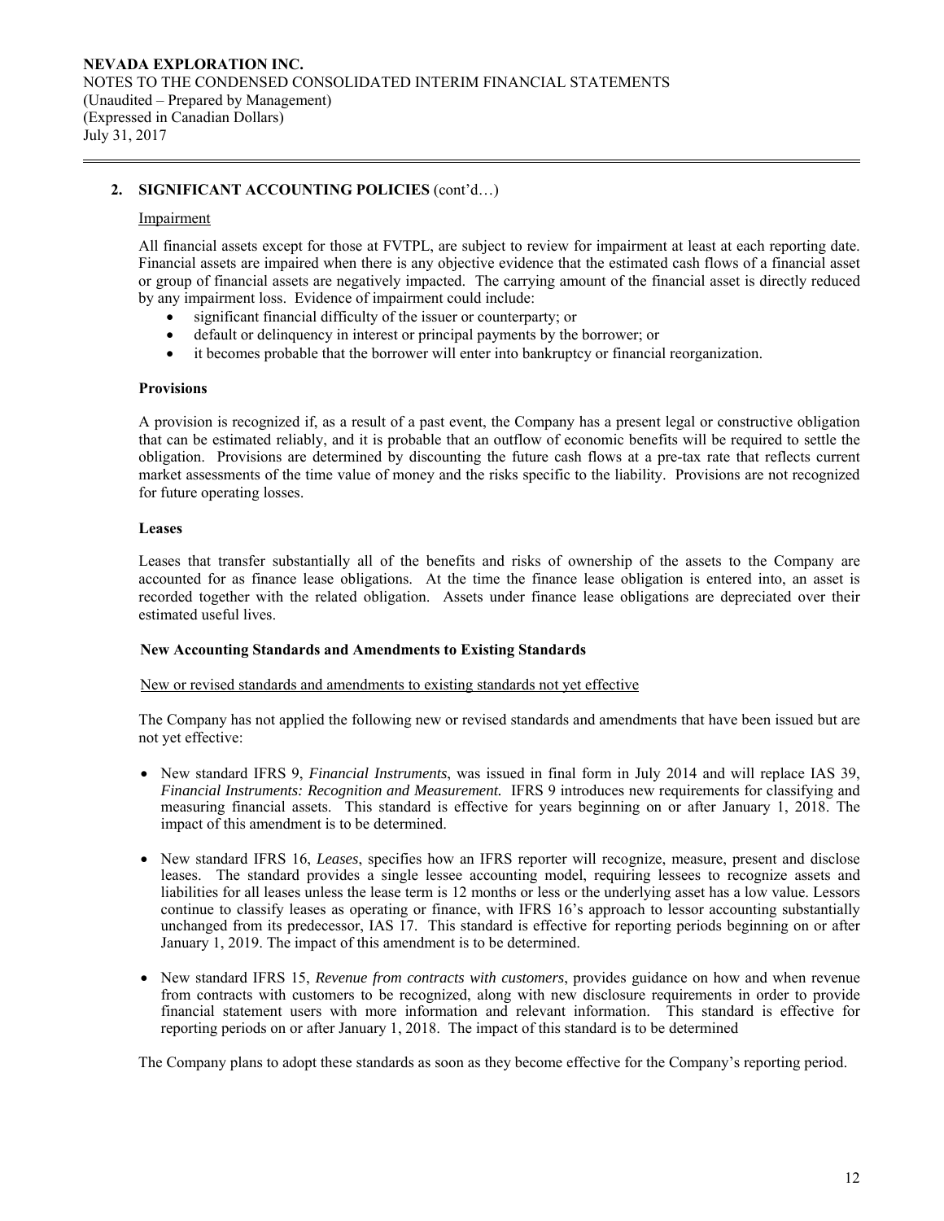## 2. SIGNIFICANT ACCOUNTING POLICIES (cont'd…)

Impairment

All financial assets except for those at FVTPL, are subject to review for impairment at least at each reporting date. Financial assets are impaired when there is any objective evidence that the estimated cash flows of a financial asset or group of financial assets are negatively impacted. The carrying amount of the financial asset is directly reduced by any impairment loss. Evidence of impairment could include:

- significant financial difficulty of the issuer or counterparty; or
- default or delinquency in interest or principal payments by the borrower; or
- it becomes probable that the borrower will enter into bankruptcy or financial reorganization.

### Provisions

A provision is recognized if, as a result of a past event, the Company has a present legal or constructive obligation that can be estimated reliably, and it is probable that an outflow of economic benefits will be required to settle the obligation. Provisions are determined by discounting the future cash flows at a pre-tax rate that reflects current market assessments of the time value of money and the risks specific to the liability. Provisions are not recognized for future operating losses.

### Leases

Leases that transfer substantially all of the benefits and risks of ownership of the assets to the Company are accounted for as finance lease obligations. At the time the finance lease obligation is entered into, an asset is recorded together with the related obligation. Assets under finance lease obligations are depreciated over their estimated useful lives.

### New Accounting Standards and Amendments to Existing Standards

New or revised standards and amendments to existing standards not yet effective

The Company has not applied the following new or revised standards and amendments that have been issued but are not yet effective:

- New standard IFRS 9, *Financial Instruments*, was issued in final form in July 2014 and will replace IAS 39, ***Financial Instruments: Recognition and Measurement.*** IFRS 9 introduces new requirements for classifying and measuring financial assets. This standard is effective for years beginning on or after January 1, 2018. The impact of this amendment is to be determined.

- New standard IFRS 16, *Leases*, specifies how an IFRS reporter will recognize, measure, present and disclose leases. The standard provides a single lessee accounting model, requiring lessees to recognize assets and liabilities for all leases unless the lease term is 12 months or less or the underlying asset has a low value. Lessors continue to classify leases as operating or finance, with IFRS 16's approach to lessor accounting substantially unchanged from its predecessor, IAS 17. This standard is effective for reporting periods beginning on or after January 1, 2019. The impact of this amendment is to be determined.

- New standard IFRS 15, *Revenue from contracts with customers*, provides guidance on how and when revenue from contracts with customers to be recognized, along with new disclosure requirements in order to provide financial statement users with more information and relevant information. This standard is effective for reporting periods on or after January 1, 2018. The impact of this standard is to be determined

The Company plans to adopt these standards as soon as they become effective for the Company's reporting period.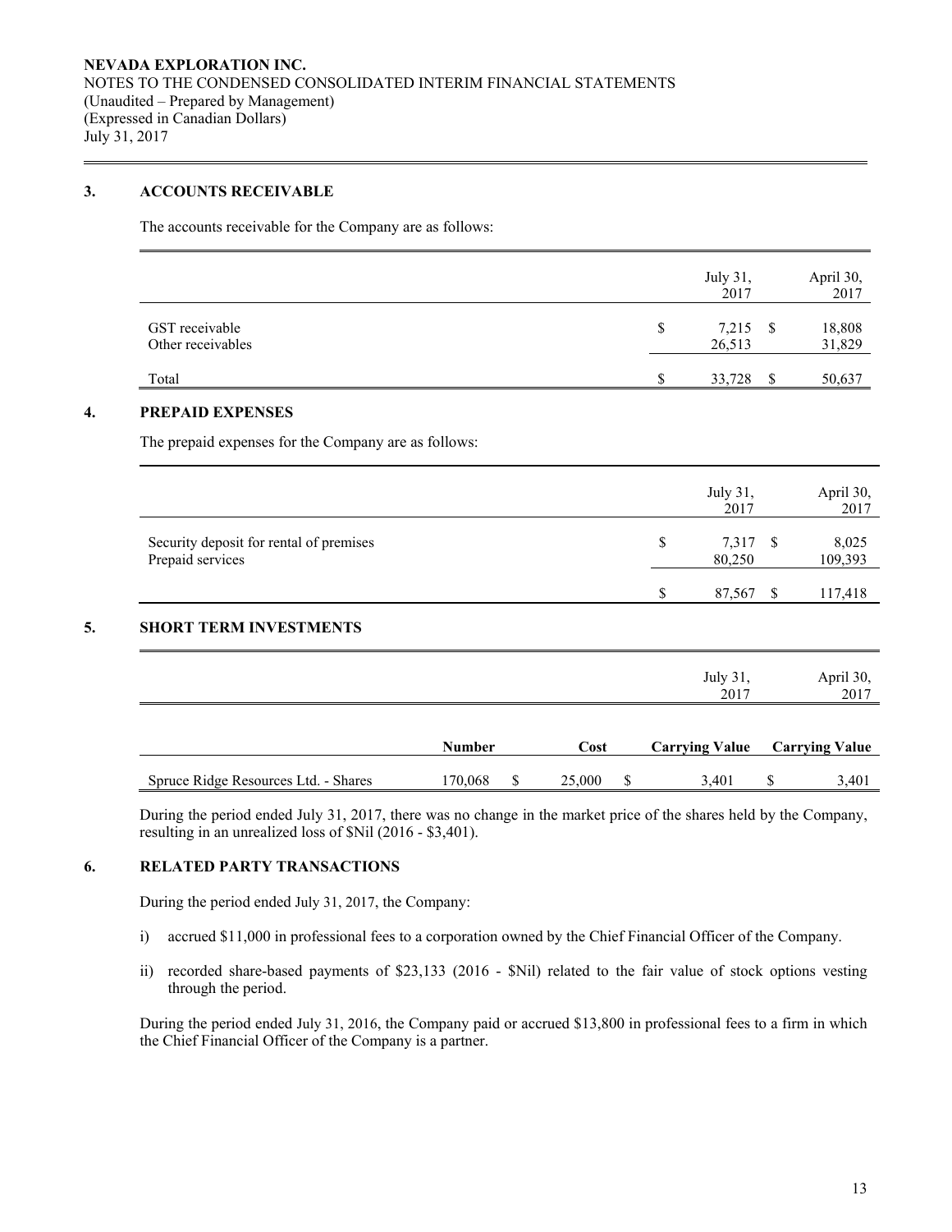## 3. ACCOUNTS RECEIVABLE

The accounts receivable for the Company are as follows:

| | July 31, 2017 | April 30, 2017 |
|---|---|---|
| GST receivable | $ 7,215 | $ 18,808 |
| Other receivables | 26,513 | 31,829 |
| Total | $ 33,728 | $ 50,637 |

## 4. PREPAID EXPENSES

The prepaid expenses for the Company are as follows:

| | July 31, 2017 | April 30, 2017 |
|---|---|---|
| Security deposit for rental of premises | $ 7,317 | $ 8,025 |
| Prepaid services | 80,250 | 109,393 |
| | $ 87,567 | $ 117,418 |

## 5. SHORT TERM INVESTMENTS

| | | | July 31, 2017 | April 30, 2017 |
|---|---|---|---|---|
| | **Number** | **Cost** | **Carrying Value** | **Carrying Value** |
| Spruce Ridge Resources Ltd. - Shares | 170,068 | $ 25,000 | $ 3,401 | $ 3,401 |

During the period ended July 31, 2017, there was no change in the market price of the shares held by the Company, resulting in an unrealized loss of $Nil (2016 - $3,401).

## 6. RELATED PARTY TRANSACTIONS

During the period ended July 31, 2017, the Company:

i) accrued $11,000 in professional fees to a corporation owned by the Chief Financial Officer of the Company.

ii) recorded share-based payments of $23,133 (2016 - $Nil) related to the fair value of stock options vesting through the period.

During the period ended July 31, 2016, the Company paid or accrued $13,800 in professional fees to a firm in which the Chief Financial Officer of the Company is a partner.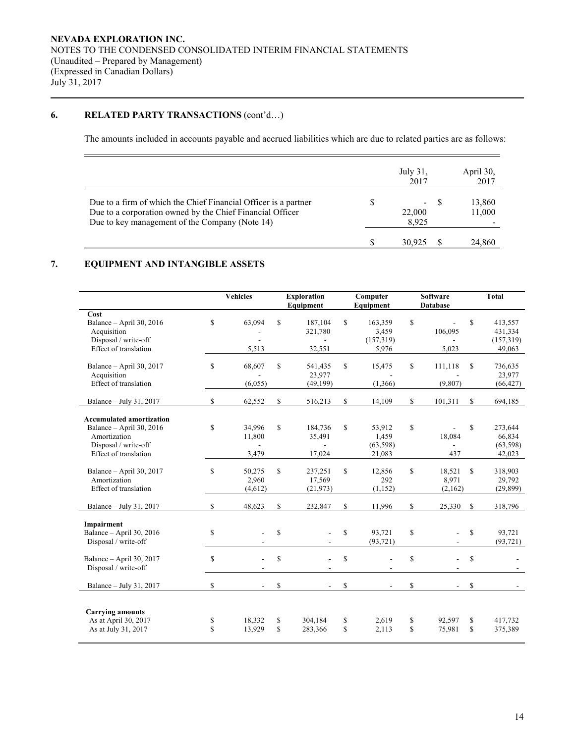NEVADA EXPLORATION INC.
NOTES TO THE CONDENSED CONSOLIDATED INTERIM FINANCIAL STATEMENTS
(Unaudited – Prepared by Management)
(Expressed in Canadian Dollars)
July 31, 2017

## 6. RELATED PARTY TRANSACTIONS (cont'd…)

The amounts included in accounts payable and accrued liabilities which are due to related parties are as follows:

| | July 31, 2017 | April 30, 2017 |
|---|---|---|
| Due to a firm of which the Chief Financial Officer is a partner | $ - | $ 13,860 |
| Due to a corporation owned by the Chief Financial Officer | 22,000 | 11,000 |
| Due to key management of the Company (Note 14) | 8,925 | - |
| | $ 30,925 | $ 24,860 |

## 7. EQUIPMENT AND INTANGIBLE ASSETS

| | Vehicles | Exploration Equipment | Computer Equipment | Software Database | Total |
|---|---|---|---|---|---|
| **Cost** | | | | | |
| Balance – April 30, 2016 | $ 63,094 | $ 187,104 | $ 163,359 | $ - | $ 413,557 |
| Acquisition | - | 321,780 | 3,459 | 106,095 | 431,334 |
| Disposal / write-off | - | - | (157,319) | - | (157,319) |
| Effect of translation | 5,513 | 32,551 | 5,976 | 5,023 | 49,063 |
| Balance – April 30, 2017 | $ 68,607 | $ 541,435 | $ 15,475 | $ 111,118 | $ 736,635 |
| Acquisition | - | 23,977 | - | - | 23,977 |
| Effect of translation | (6,055) | (49,199) | (1,366) | (9,807) | (66,427) |
| Balance – July 31, 2017 | $ 62,552 | $ 516,213 | $ 14,109 | $ 101,311 | $ 694,185 |
| **Accumulated amortization** | | | | | |
| Balance – April 30, 2016 | $ 34,996 | $ 184,736 | $ 53,912 | $ - | $ 273,644 |
| Amortization | 11,800 | 35,491 | 1,459 | 18,084 | 66,834 |
| Disposal / write-off | - | - | (63,598) | - | (63,598) |
| Effect of translation | 3,479 | 17,024 | 21,083 | 437 | 42,023 |
| Balance – April 30, 2017 | $ 50,275 | $ 237,251 | $ 12,856 | $ 18,521 | $ 318,903 |
| Amortization | 2,960 | 17,569 | 292 | 8,971 | 29,792 |
| Effect of translation | (4,612) | (21,973) | (1,152) | (2,162) | (29,899) |
| Balance – July 31, 2017 | $ 48,623 | $ 232,847 | $ 11,996 | $ 25,330 | $ 318,796 |
| **Impairment** | | | | | |
| Balance – April 30, 2016 | $ - | $ - | $ 93,721 | $ - | $ 93,721 |
| Disposal / write-off | - | - | (93,721) | - | (93,721) |
| Balance – April 30, 2017 | $ - | $ - | $ - | $ - | $ - |
| Disposal / write-off | - | - | - | - | - |
| Balance – July 31, 2017 | $ - | $ - | $ - | $ - | $ - |
| **Carrying amounts** | | | | | |
| As at April 30, 2017 | $ 18,332 | $ 304,184 | $ 2,619 | $ 92,597 | $ 417,732 |
| As at July 31, 2017 | $ 13,929 | $ 283,366 | $ 2,113 | $ 75,981 | $ 375,389 |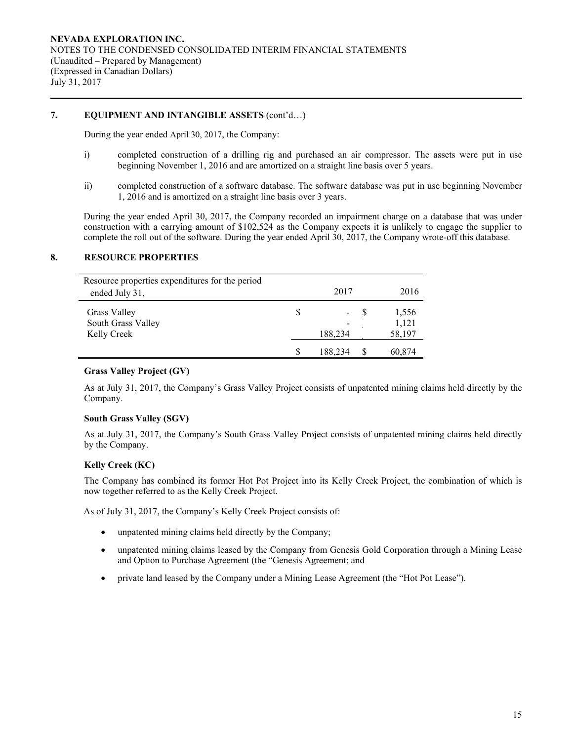## 7. EQUIPMENT AND INTANGIBLE ASSETS (cont'd…)

During the year ended April 30, 2017, the Company:

i) completed construction of a drilling rig and purchased an air compressor. The assets were put in use beginning November 1, 2016 and are amortized on a straight line basis over 5 years.

ii) completed construction of a software database. The software database was put in use beginning November 1, 2016 and is amortized on a straight line basis over 3 years.

During the year ended April 30, 2017, the Company recorded an impairment charge on a database that was under construction with a carrying amount of $102,524 as the Company expects it is unlikely to engage the supplier to complete the roll out of the software. During the year ended April 30, 2017, the Company wrote-off this database.

## 8. RESOURCE PROPERTIES

| Resource properties expenditures for the period ended July 31, | 2017 | 2016 |
|---|---|---|
| Grass Valley | $ - | $ 1,556 |
| South Grass Valley | - | 1,121 |
| Kelly Creek | 188,234 | 58,197 |
| | $ 188,234 | $ 60,874 |

### Grass Valley Project (GV)

As at July 31, 2017, the Company's Grass Valley Project consists of unpatented mining claims held directly by the Company.

### South Grass Valley (SGV)

As at July 31, 2017, the Company's South Grass Valley Project consists of unpatented mining claims held directly by the Company.

### Kelly Creek (KC)

The Company has combined its former Hot Pot Project into its Kelly Creek Project, the combination of which is now together referred to as the Kelly Creek Project.

As of July 31, 2017, the Company's Kelly Creek Project consists of:

- unpatented mining claims held directly by the Company;
- unpatented mining claims leased by the Company from Genesis Gold Corporation through a Mining Lease and Option to Purchase Agreement (the "Genesis Agreement; and
- private land leased by the Company under a Mining Lease Agreement (the "Hot Pot Lease").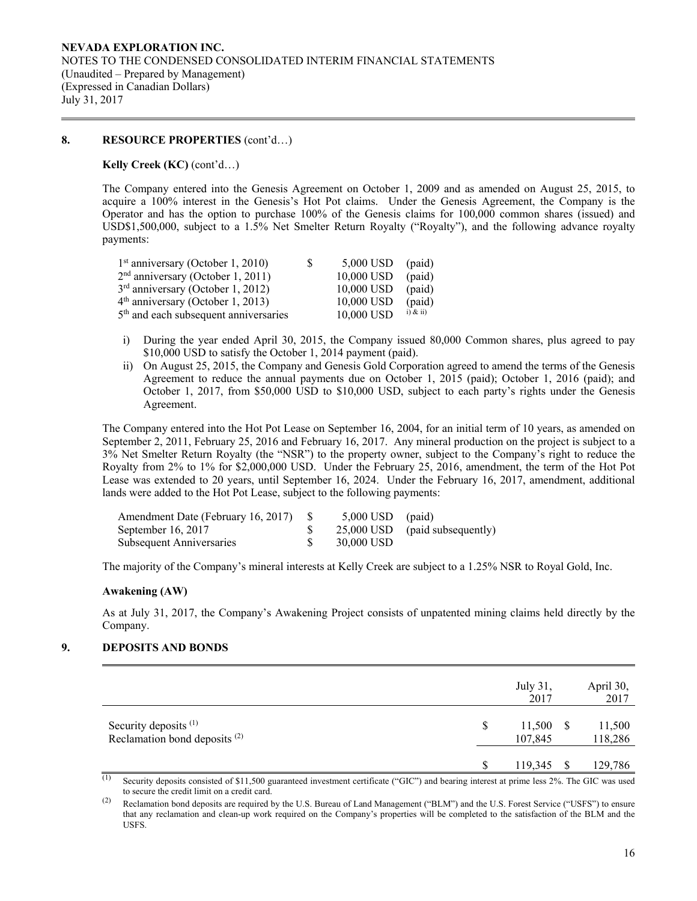**NEVADA EXPLORATION INC.**
NOTES TO THE CONDENSED CONSOLIDATED INTERIM FINANCIAL STATEMENTS
(Unaudited – Prepared by Management)
(Expressed in Canadian Dollars)
July 31, 2017

## 8. RESOURCE PROPERTIES (cont'd…)

**Kelly Creek (KC)** (cont'd…)

The Company entered into the Genesis Agreement on October 1, 2009 and as amended on August 25, 2015, to acquire a 100% interest in the Genesis's Hot Pot claims. Under the Genesis Agreement, the Company is the Operator and has the option to purchase 100% of the Genesis claims for 100,000 common shares (issued) and USD$1,500,000, subject to a 1.5% Net Smelter Return Royalty ("Royalty"), and the following advance royalty payments:

| | | | |
|---|---|---|---|
| 1st anniversary (October 1, 2010) | $ | 5,000 USD | (paid) |
| 2nd anniversary (October 1, 2011) | | 10,000 USD | (paid) |
| 3rd anniversary (October 1, 2012) | | 10,000 USD | (paid) |
| 4th anniversary (October 1, 2013) | | 10,000 USD | (paid) |
| 5th and each subsequent anniversaries | | 10,000 USD | i) & ii) |

i) During the year ended April 30, 2015, the Company issued 80,000 Common shares, plus agreed to pay $10,000 USD to satisfy the October 1, 2014 payment (paid).

ii) On August 25, 2015, the Company and Genesis Gold Corporation agreed to amend the terms of the Genesis Agreement to reduce the annual payments due on October 1, 2015 (paid); October 1, 2016 (paid); and October 1, 2017, from $50,000 USD to $10,000 USD, subject to each party's rights under the Genesis Agreement.

The Company entered into the Hot Pot Lease on September 16, 2004, for an initial term of 10 years, as amended on September 2, 2011, February 25, 2016 and February 16, 2017. Any mineral production on the project is subject to a 3% Net Smelter Return Royalty (the "NSR") to the property owner, subject to the Company's right to reduce the Royalty from 2% to 1% for $2,000,000 USD. Under the February 25, 2016, amendment, the term of the Hot Pot Lease was extended to 20 years, until September 16, 2024. Under the February 16, 2017, amendment, additional lands were added to the Hot Pot Lease, subject to the following payments:

| | | | |
|---|---|---|---|
| Amendment Date (February 16, 2017) | $ | 5,000 USD | (paid) |
| September 16, 2017 | $ | 25,000 USD | (paid subsequently) |
| Subsequent Anniversaries | $ | 30,000 USD | |

The majority of the Company's mineral interests at Kelly Creek are subject to a 1.25% NSR to Royal Gold, Inc.

**Awakening (AW)**

As at July 31, 2017, the Company's Awakening Project consists of unpatented mining claims held directly by the Company.

## 9. DEPOSITS AND BONDS

| | | July 31, 2017 | | April 30, 2017 |
|---|---|---|---|---|
| Security deposits [(1)] | $ | 11,500 | $ | 11,500 |
| Reclamation bond deposits [(2)] | | 107,845 | | 118,286 |
| | $ | 119,345 | $ | 129,786 |

(1) Security deposits consisted of $11,500 guaranteed investment certificate ("GIC") and bearing interest at prime less 2%. The GIC was used to secure the credit limit on a credit card.

(2) Reclamation bond deposits are required by the U.S. Bureau of Land Management ("BLM") and the U.S. Forest Service ("USFS") to ensure that any reclamation and clean-up work required on the Company's properties will be completed to the satisfaction of the BLM and the USFS.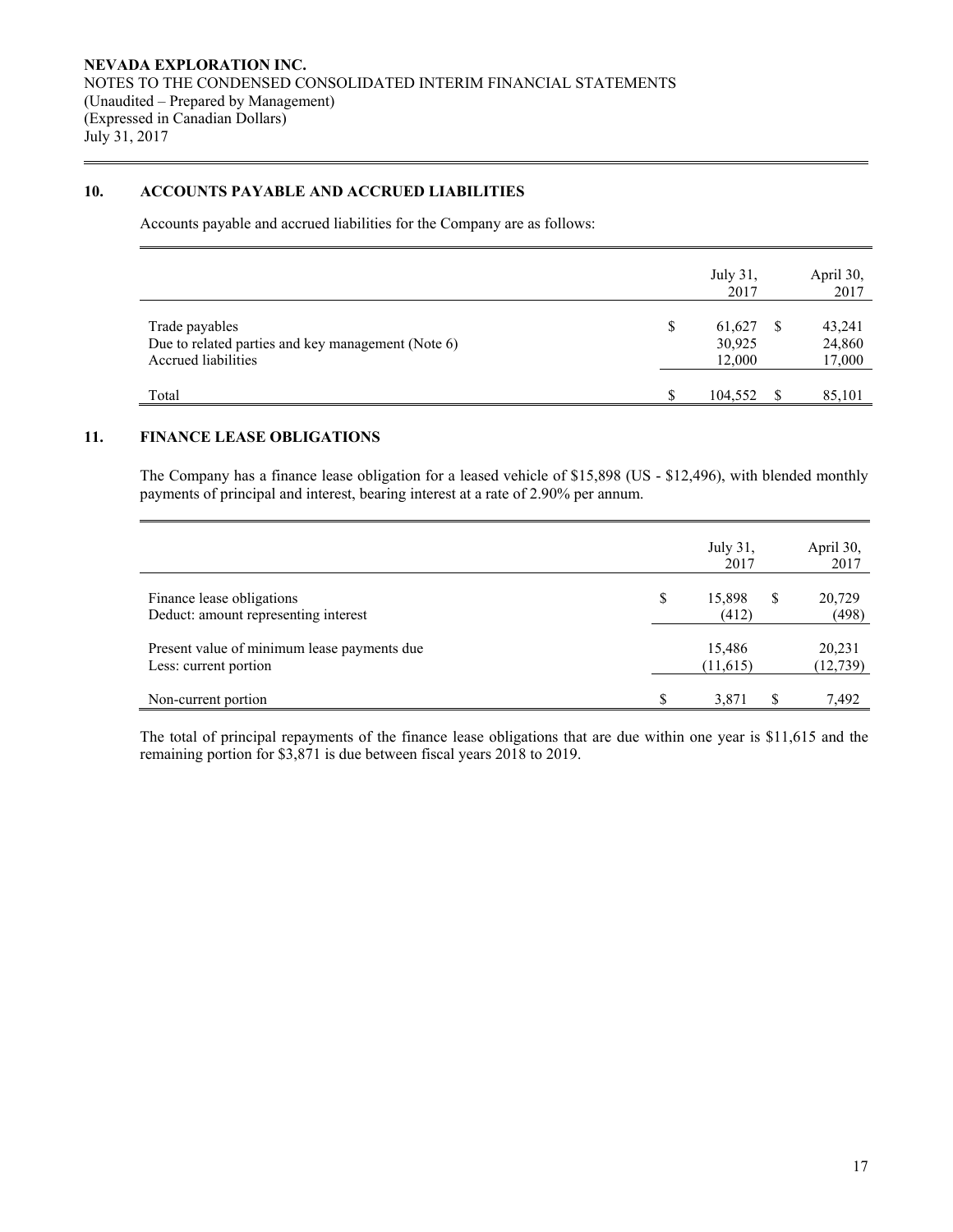## 10. ACCOUNTS PAYABLE AND ACCRUED LIABILITIES

Accounts payable and accrued liabilities for the Company are as follows:

| | July 31, 2017 | April 30, 2017 |
|---|---|---|
| Trade payables | $ 61,627 | $ 43,241 |
| Due to related parties and key management (Note 6) | 30,925 | 24,860 |
| Accrued liabilities | 12,000 | 17,000 |
| Total | $ 104,552 | $ 85,101 |

## 11. FINANCE LEASE OBLIGATIONS

The Company has a finance lease obligation for a leased vehicle of $15,898 (US - $12,496), with blended monthly payments of principal and interest, bearing interest at a rate of 2.90% per annum.

| | July 31, 2017 | April 30, 2017 |
|---|---|---|
| Finance lease obligations | $ 15,898 | $ 20,729 |
| Deduct: amount representing interest | (412) | (498) |
| Present value of minimum lease payments due | 15,486 | 20,231 |
| Less: current portion | (11,615) | (12,739) |
| Non-current portion | $ 3,871 | $ 7,492 |

The total of principal repayments of the finance lease obligations that are due within one year is $11,615 and the remaining portion for $3,871 is due between fiscal years 2018 to 2019.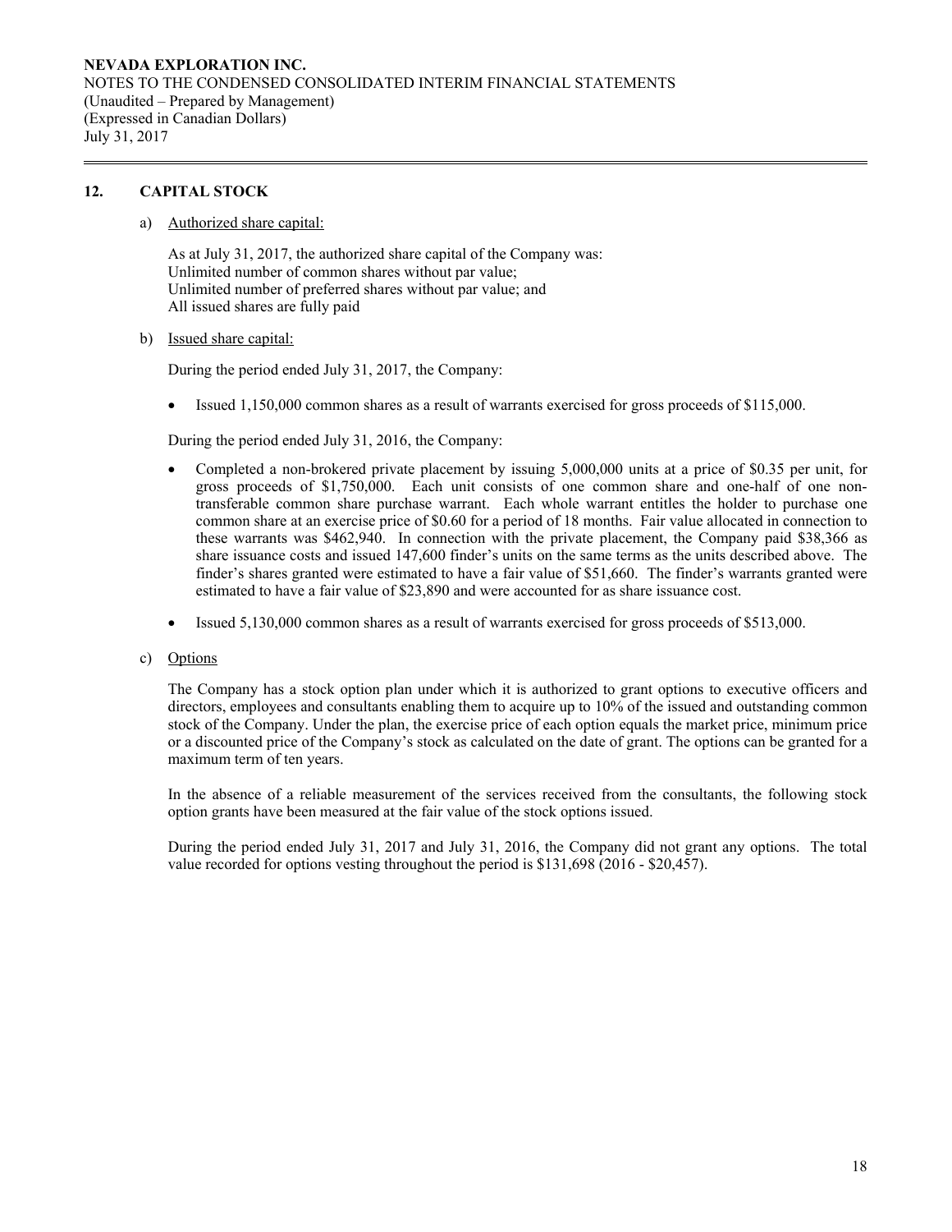## 12. CAPITAL STOCK

a) Authorized share capital:

As at July 31, 2017, the authorized share capital of the Company was:
Unlimited number of common shares without par value;
Unlimited number of preferred shares without par value; and
All issued shares are fully paid

b) Issued share capital:

During the period ended July 31, 2017, the Company:

- Issued 1,150,000 common shares as a result of warrants exercised for gross proceeds of $115,000.

During the period ended July 31, 2016, the Company:

- Completed a non-brokered private placement by issuing 5,000,000 units at a price of $0.35 per unit, for gross proceeds of $1,750,000. Each unit consists of one common share and one-half of one non-transferable common share purchase warrant. Each whole warrant entitles the holder to purchase one common share at an exercise price of $0.60 for a period of 18 months. Fair value allocated in connection to these warrants was $462,940. In connection with the private placement, the Company paid $38,366 as share issuance costs and issued 147,600 finder's units on the same terms as the units described above. The finder's shares granted were estimated to have a fair value of $51,660. The finder's warrants granted were estimated to have a fair value of $23,890 and were accounted for as share issuance cost.

- Issued 5,130,000 common shares as a result of warrants exercised for gross proceeds of $513,000.

c) Options

The Company has a stock option plan under which it is authorized to grant options to executive officers and directors, employees and consultants enabling them to acquire up to 10% of the issued and outstanding common stock of the Company. Under the plan, the exercise price of each option equals the market price, minimum price or a discounted price of the Company's stock as calculated on the date of grant. The options can be granted for a maximum term of ten years.

In the absence of a reliable measurement of the services received from the consultants, the following stock option grants have been measured at the fair value of the stock options issued.

During the period ended July 31, 2017 and July 31, 2016, the Company did not grant any options. The total value recorded for options vesting throughout the period is $131,698 (2016 - $20,457).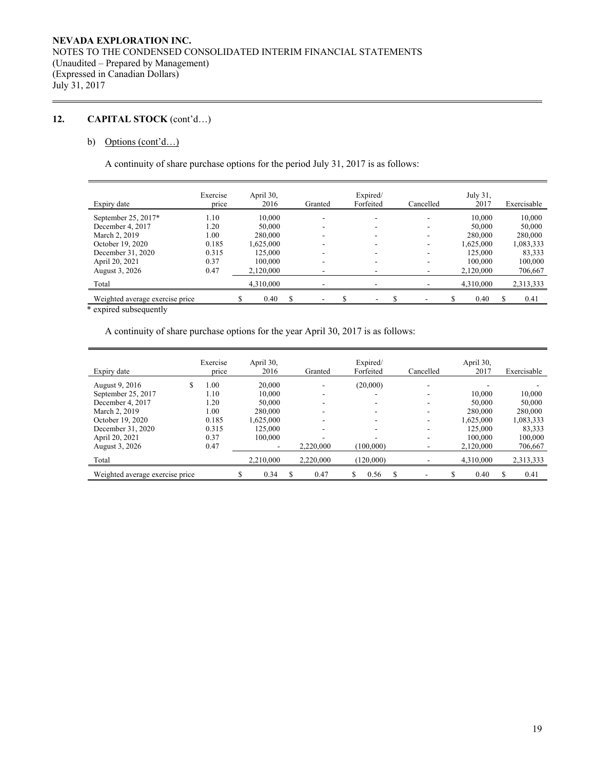**NEVADA EXPLORATION INC.**
NOTES TO THE CONDENSED CONSOLIDATED INTERIM FINANCIAL STATEMENTS
(Unaudited – Prepared by Management)
(Expressed in Canadian Dollars)
July 31, 2017

## 12. CAPITAL STOCK (cont'd…)

### b) Options (cont'd…)

A continuity of share purchase options for the period July 31, 2017 is as follows:

| Expiry date | Exercise price | April 30, 2016 | Granted | Expired/ Forfeited | Cancelled | July 31, 2017 | Exercisable |
|---|---|---|---|---|---|---|---|
| September 25, 2017* | 1.10 | 10,000 | - | - | - | 10,000 | 10,000 |
| December 4, 2017 | 1.20 | 50,000 | - | - | - | 50,000 | 50,000 |
| March 2, 2019 | 1.00 | 280,000 | - | - | - | 280,000 | 280,000 |
| October 19, 2020 | 0.185 | 1,625,000 | - | - | - | 1,625,000 | 1,083,333 |
| December 31, 2020 | 0.315 | 125,000 | - | - | - | 125,000 | 83,333 |
| April 20, 2021 | 0.37 | 100,000 | - | - | - | 100,000 | 100,000 |
| August 3, 2026 | 0.47 | 2,120,000 | - | - | - | 2,120,000 | 706,667 |
| Total | | 4,310,000 | - | - | - | 4,310,000 | 2,313,333 |
| Weighted average exercise price | | $ 0.40 | $ - | $ - | $ - | $ 0.40 | $ 0.41 |

\* expired subsequently

A continuity of share purchase options for the year April 30, 2017 is as follows:

| Expiry date | Exercise price | April 30, 2016 | Granted | Expired/ Forfeited | Cancelled | April 30, 2017 | Exercisable |
|---|---|---|---|---|---|---|---|
| August 9, 2016 | $ 1.00 | 20,000 | - | (20,000) | - | - | - |
| September 25, 2017 | 1.10 | 10,000 | - | - | - | 10,000 | 10,000 |
| December 4, 2017 | 1.20 | 50,000 | - | - | - | 50,000 | 50,000 |
| March 2, 2019 | 1.00 | 280,000 | - | - | - | 280,000 | 280,000 |
| October 19, 2020 | 0.185 | 1,625,000 | - | - | - | 1,625,000 | 1,083,333 |
| December 31, 2020 | 0.315 | 125,000 | - | - | - | 125,000 | 83,333 |
| April 20, 2021 | 0.37 | 100,000 | - | - | - | 100,000 | 100,000 |
| August 3, 2026 | 0.47 | - | 2,220,000 | (100,000) | - | 2,120,000 | 706,667 |
| Total | | 2,210,000 | 2,220,000 | (120,000) | - | 4,310,000 | 2,313,333 |
| Weighted average exercise price | | $ 0.34 | $ 0.47 | $ 0.56 | $ - | $ 0.40 | $ 0.41 |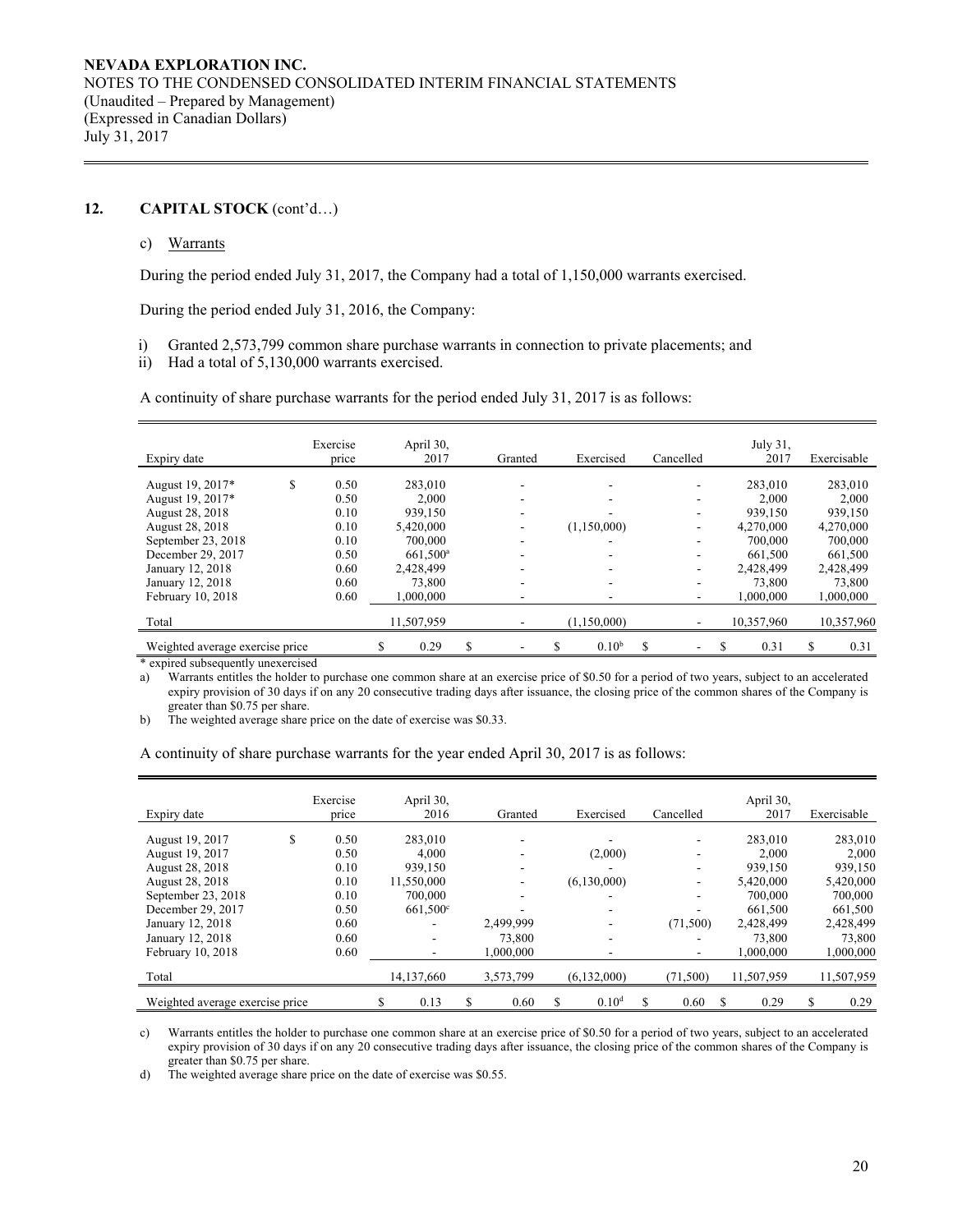## 12. CAPITAL STOCK (cont'd…)

### c) Warrants

During the period ended July 31, 2017, the Company had a total of 1,150,000 warrants exercised.

During the period ended July 31, 2016, the Company:

i) Granted 2,573,799 common share purchase warrants in connection to private placements; and
ii) Had a total of 5,130,000 warrants exercised.

A continuity of share purchase warrants for the period ended July 31, 2017 is as follows:

| Expiry date | Exercise price | April 30, 2017 | Granted | Exercised | Cancelled | July 31, 2017 | Exercisable |
|---|---|---|---|---|---|---|---|
| August 19, 2017* | $ 0.50 | 283,010 | - | - | - | 283,010 | 283,010 |
| August 19, 2017* | 0.50 | 2,000 | - | - | - | 2,000 | 2,000 |
| August 28, 2018 | 0.10 | 939,150 | - | - | - | 939,150 | 939,150 |
| August 28, 2018 | 0.10 | 5,420,000 | - | (1,150,000) | - | 4,270,000 | 4,270,000 |
| September 23, 2018 | 0.10 | 700,000 | - | - | - | 700,000 | 700,000 |
| December 29, 2017 | 0.50 | 661,500[a] | - | - | - | 661,500 | 661,500 |
| January 12, 2018 | 0.60 | 2,428,499 | - | - | - | 2,428,499 | 2,428,499 |
| January 12, 2018 | 0.60 | 73,800 | - | - | - | 73,800 | 73,800 |
| February 10, 2018 | 0.60 | 1,000,000 | - | - | - | 1,000,000 | 1,000,000 |
| Total | | 11,507,959 | - | (1,150,000) | - | 10,357,960 | 10,357,960 |
| Weighted average exercise price | | $ 0.29 | $ - | $ 0.10[b] | $ - | $ 0.31 | $ 0.31 |

\* expired subsequently unexercised

a) Warrants entitles the holder to purchase one common share at an exercise price of $0.50 for a period of two years, subject to an accelerated expiry provision of 30 days if on any 20 consecutive trading days after issuance, the closing price of the common shares of the Company is greater than $0.75 per share.

b) The weighted average share price on the date of exercise was $0.33.

A continuity of share purchase warrants for the year ended April 30, 2017 is as follows:

| Expiry date | Exercise price | April 30, 2016 | Granted | Exercised | Cancelled | April 30, 2017 | Exercisable |
|---|---|---|---|---|---|---|---|
| August 19, 2017 | $ 0.50 | 283,010 | - | - | - | 283,010 | 283,010 |
| August 19, 2017 | 0.50 | 4,000 | - | (2,000) | - | 2,000 | 2,000 |
| August 28, 2018 | 0.10 | 939,150 | - | - | - | 939,150 | 939,150 |
| August 28, 2018 | 0.10 | 11,550,000 | - | (6,130,000) | - | 5,420,000 | 5,420,000 |
| September 23, 2018 | 0.10 | 700,000 | - | - | - | 700,000 | 700,000 |
| December 29, 2017 | 0.50 | 661,500[c] | - | - | - | 661,500 | 661,500 |
| January 12, 2018 | 0.60 | - | 2,499,999 | - | (71,500) | 2,428,499 | 2,428,499 |
| January 12, 2018 | 0.60 | - | 73,800 | - | - | 73,800 | 73,800 |
| February 10, 2018 | 0.60 | - | 1,000,000 | - | - | 1,000,000 | 1,000,000 |
| Total | | 14,137,660 | 3,573,799 | (6,132,000) | (71,500) | 11,507,959 | 11,507,959 |
| Weighted average exercise price | | $ 0.13 | $ 0.60 | $ 0.10[d] | $ 0.60 | $ 0.29 | $ 0.29 |

c) Warrants entitles the holder to purchase one common share at an exercise price of $0.50 for a period of two years, subject to an accelerated expiry provision of 30 days if on any 20 consecutive trading days after issuance, the closing price of the common shares of the Company is greater than $0.75 per share.

d) The weighted average share price on the date of exercise was $0.55.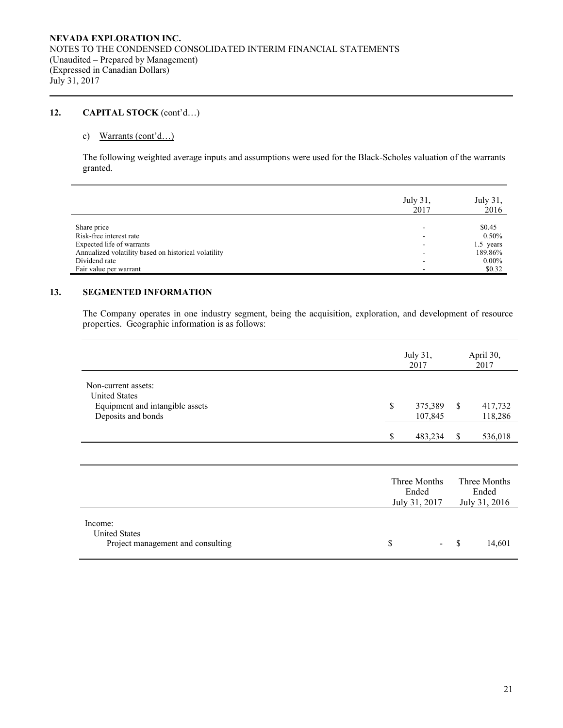## 12. CAPITAL STOCK (cont'd…)

### c) Warrants (cont'd…)

The following weighted average inputs and assumptions were used for the Black-Scholes valuation of the warrants granted.

| | July 31, 2017 | July 31, 2016 |
|---|---|---|
| Share price | - | $0.45 |
| Risk-free interest rate | - | 0.50% |
| Expected life of warrants | - | 1.5 years |
| Annualized volatility based on historical volatility | - | 189.86% |
| Dividend rate | - | 0.00% |
| Fair value per warrant | - | $0.32 |

## 13. SEGMENTED INFORMATION

The Company operates in one industry segment, being the acquisition, exploration, and development of resource properties. Geographic information is as follows:

| | July 31, 2017 | April 30, 2017 |
|---|---|---|
| Non-current assets: | | |
| United States | | |
| Equipment and intangible assets | $ 375,389 | $ 417,732 |
| Deposits and bonds | 107,845 | 118,286 |
| | $ 483,234 | $ 536,018 |

| | Three Months Ended July 31, 2017 | Three Months Ended July 31, 2016 |
|---|---|---|
| Income: | | |
| United States | | |
| Project management and consulting | $ - | $ 14,601 |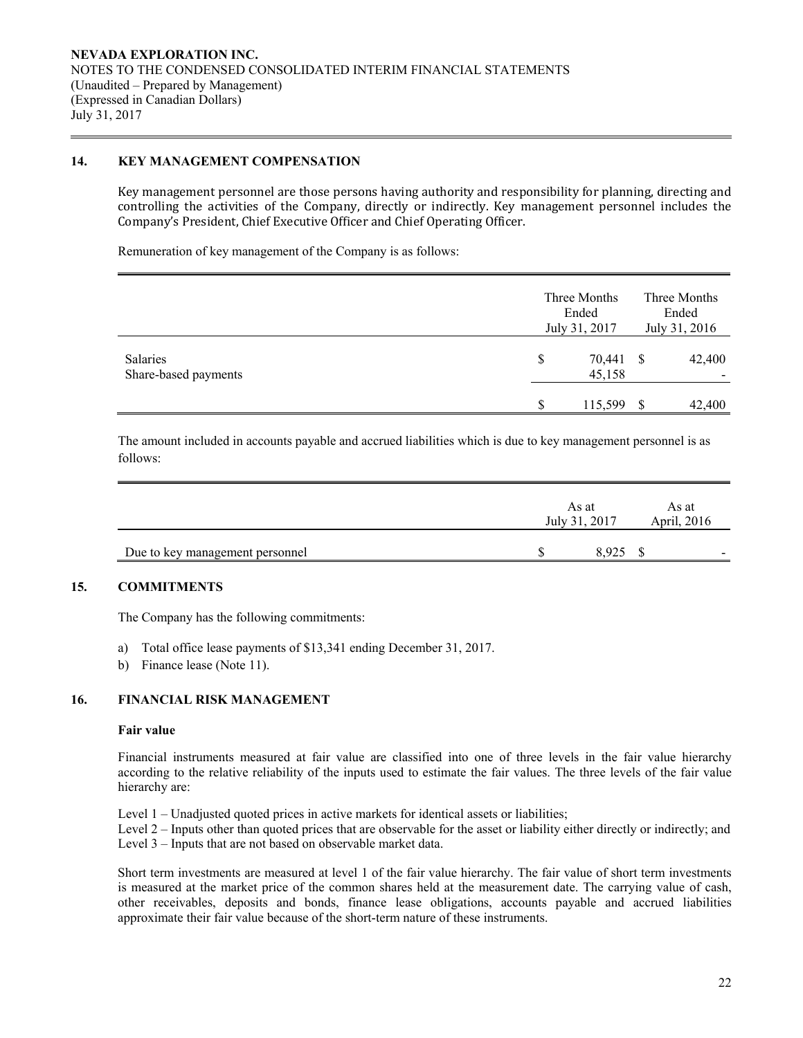## 14. KEY MANAGEMENT COMPENSATION

Key management personnel are those persons having authority and responsibility for planning, directing and controlling the activities of the Company, directly or indirectly. Key management personnel includes the Company's President, Chief Executive Officer and Chief Operating Officer.

Remuneration of key management of the Company is as follows:

| | Three Months Ended July 31, 2017 | Three Months Ended July 31, 2016 |
|---|---|---|
| Salaries | $ 70,441 | $ 42,400 |
| Share-based payments | 45,158 | - |
| | $ 115,599 | $ 42,400 |

The amount included in accounts payable and accrued liabilities which is due to key management personnel is as follows:

| | As at July 31, 2017 | As at April, 2016 |
|---|---|---|
| Due to key management personnel | $ 8,925 | $ - |

## 15. COMMITMENTS

The Company has the following commitments:

a) Total office lease payments of $13,341 ending December 31, 2017.
b) Finance lease (Note 11).

## 16. FINANCIAL RISK MANAGEMENT

**Fair value**

Financial instruments measured at fair value are classified into one of three levels in the fair value hierarchy according to the relative reliability of the inputs used to estimate the fair values. The three levels of the fair value hierarchy are:

Level 1 – Unadjusted quoted prices in active markets for identical assets or liabilities;
Level 2 – Inputs other than quoted prices that are observable for the asset or liability either directly or indirectly; and
Level 3 – Inputs that are not based on observable market data.

Short term investments are measured at level 1 of the fair value hierarchy. The fair value of short term investments is measured at the market price of the common shares held at the measurement date. The carrying value of cash, other receivables, deposits and bonds, finance lease obligations, accounts payable and accrued liabilities approximate their fair value because of the short-term nature of these instruments.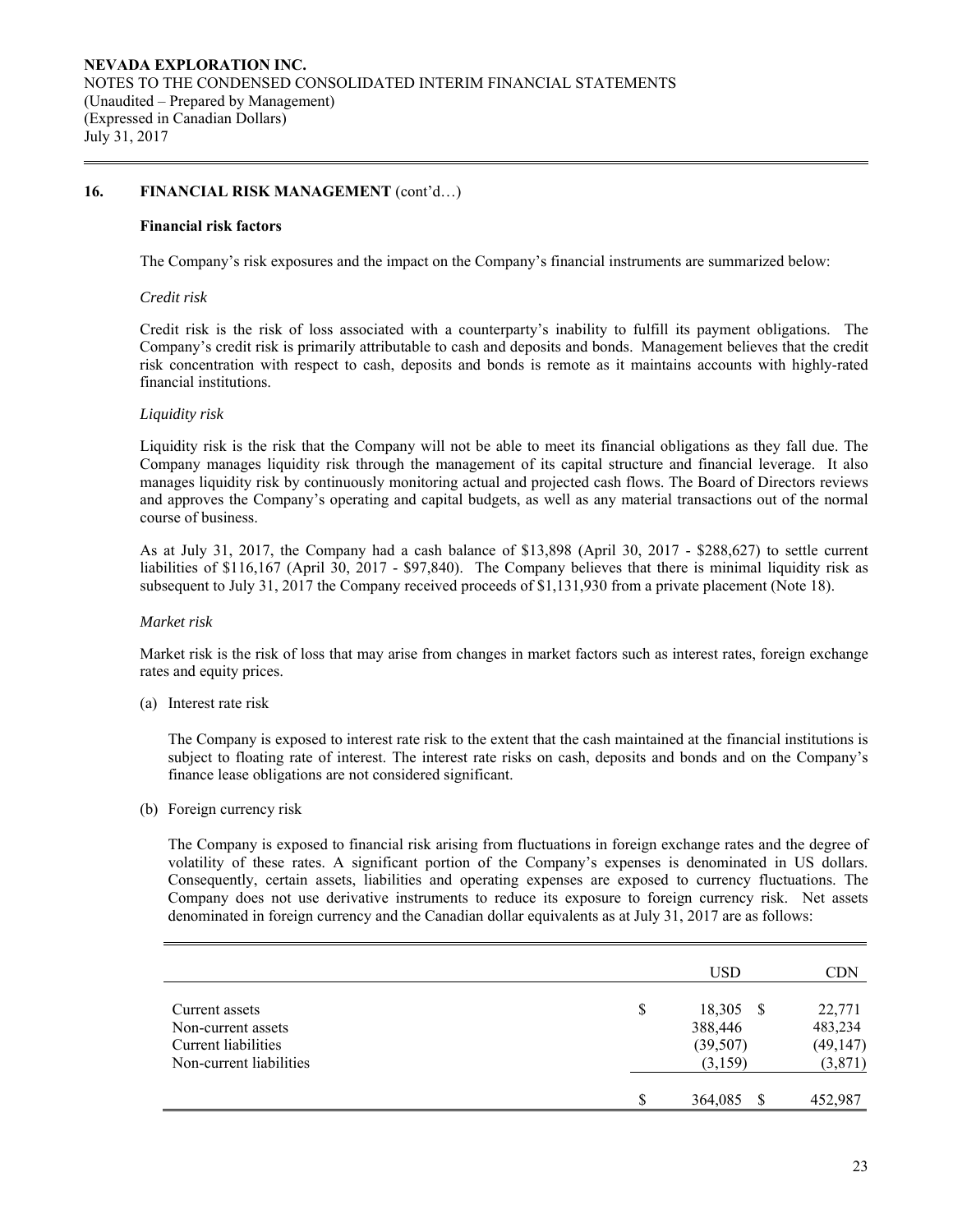## 16. FINANCIAL RISK MANAGEMENT (cont'd…)

### Financial risk factors

The Company's risk exposures and the impact on the Company's financial instruments are summarized below:

*Credit risk*

Credit risk is the risk of loss associated with a counterparty's inability to fulfill its payment obligations. The Company's credit risk is primarily attributable to cash and deposits and bonds. Management believes that the credit risk concentration with respect to cash, deposits and bonds is remote as it maintains accounts with highly-rated financial institutions.

*Liquidity risk*

Liquidity risk is the risk that the Company will not be able to meet its financial obligations as they fall due. The Company manages liquidity risk through the management of its capital structure and financial leverage. It also manages liquidity risk by continuously monitoring actual and projected cash flows. The Board of Directors reviews and approves the Company's operating and capital budgets, as well as any material transactions out of the normal course of business.

As at July 31, 2017, the Company had a cash balance of $13,898 (April 30, 2017 - $288,627) to settle current liabilities of $116,167 (April 30, 2017 - $97,840). The Company believes that there is minimal liquidity risk as subsequent to July 31, 2017 the Company received proceeds of $1,131,930 from a private placement (Note 18).

*Market risk*

Market risk is the risk of loss that may arise from changes in market factors such as interest rates, foreign exchange rates and equity prices.

(a) Interest rate risk

The Company is exposed to interest rate risk to the extent that the cash maintained at the financial institutions is subject to floating rate of interest. The interest rate risks on cash, deposits and bonds and on the Company's finance lease obligations are not considered significant.

(b) Foreign currency risk

The Company is exposed to financial risk arising from fluctuations in foreign exchange rates and the degree of volatility of these rates. A significant portion of the Company's expenses is denominated in US dollars. Consequently, certain assets, liabilities and operating expenses are exposed to currency fluctuations. The Company does not use derivative instruments to reduce its exposure to foreign currency risk. Net assets denominated in foreign currency and the Canadian dollar equivalents as at July 31, 2017 are as follows:

| | USD | CDN |
|---|---|---|
| Current assets | $ 18,305 | $ 22,771 |
| Non-current assets | 388,446 | 483,234 |
| Current liabilities | (39,507) | (49,147) |
| Non-current liabilities | (3,159) | (3,871) |
| | $ 364,085 | $ 452,987 |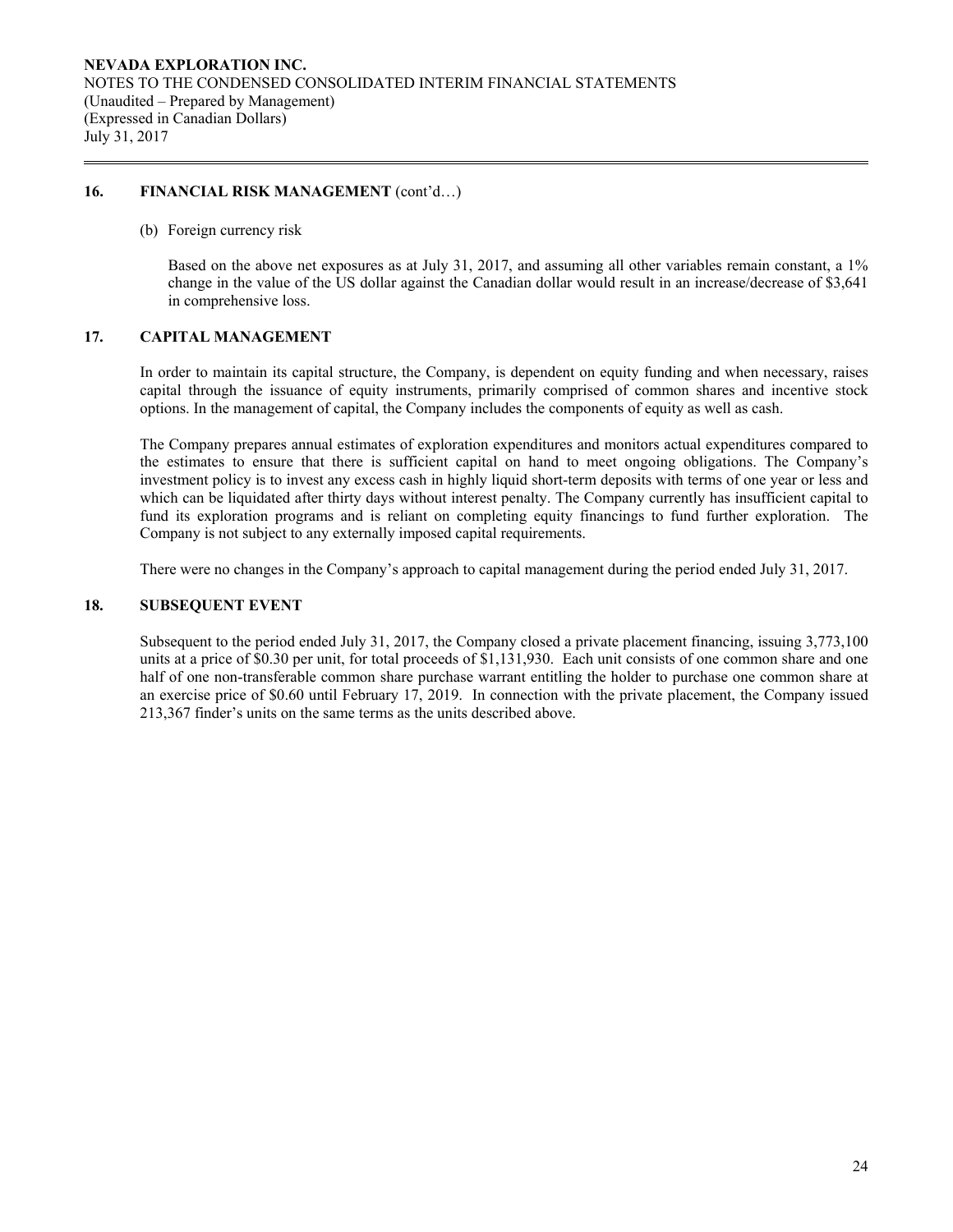## 16. FINANCIAL RISK MANAGEMENT (cont'd…)

(b) Foreign currency risk

Based on the above net exposures as at July 31, 2017, and assuming all other variables remain constant, a 1% change in the value of the US dollar against the Canadian dollar would result in an increase/decrease of $3,641 in comprehensive loss.

## 17. CAPITAL MANAGEMENT

In order to maintain its capital structure, the Company, is dependent on equity funding and when necessary, raises capital through the issuance of equity instruments, primarily comprised of common shares and incentive stock options. In the management of capital, the Company includes the components of equity as well as cash.

The Company prepares annual estimates of exploration expenditures and monitors actual expenditures compared to the estimates to ensure that there is sufficient capital on hand to meet ongoing obligations. The Company's investment policy is to invest any excess cash in highly liquid short-term deposits with terms of one year or less and which can be liquidated after thirty days without interest penalty. The Company currently has insufficient capital to fund its exploration programs and is reliant on completing equity financings to fund further exploration. The Company is not subject to any externally imposed capital requirements.

There were no changes in the Company's approach to capital management during the period ended July 31, 2017.

## 18. SUBSEQUENT EVENT

Subsequent to the period ended July 31, 2017, the Company closed a private placement financing, issuing 3,773,100 units at a price of $0.30 per unit, for total proceeds of $1,131,930. Each unit consists of one common share and one half of one non-transferable common share purchase warrant entitling the holder to purchase one common share at an exercise price of $0.60 until February 17, 2019. In connection with the private placement, the Company issued 213,367 finder's units on the same terms as the units described above.